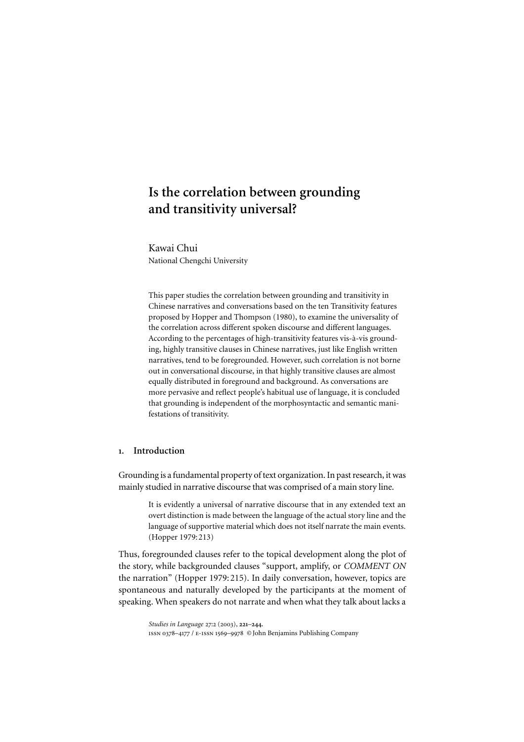# Is the correlation between grounding and transitivity universal?

Kawai Chui
National Chengchi University

This paper studies the correlation between grounding and transitivity in Chinese narratives and conversations based on the ten Transitivity features proposed by Hopper and Thompson (1980), to examine the universality of the correlation across different spoken discourse and different languages. According to the percentages of high-transitivity features vis-à-vis grounding, highly transitive clauses in Chinese narratives, just like English written narratives, tend to be foregrounded. However, such correlation is not borne out in conversational discourse, in that highly transitive clauses are almost equally distributed in foreground and background. As conversations are more pervasive and reflect people's habitual use of language, it is concluded that grounding is independent of the morphosyntactic and semantic manifestations of transitivity.

## 1. Introduction

Grounding is a fundamental property of text organization. In past research, it was mainly studied in narrative discourse that was comprised of a main story line.

> It is evidently a universal of narrative discourse that in any extended text an overt distinction is made between the language of the actual story line and the language of supportive material which does not itself narrate the main events. (Hopper 1979: 213)

Thus, foregrounded clauses refer to the topical development along the plot of the story, while backgrounded clauses "support, amplify, or *COMMENT ON* the narration" (Hopper 1979: 215). In daily conversation, however, topics are spontaneous and naturally developed by the participants at the moment of speaking. When speakers do not narrate and when what they talk about lacks a

*Studies in Language* 27:2 (2003), **221–244.**
ISSN 0378–4177 / E-ISSN 1569–9978 © John Benjamins Publishing Company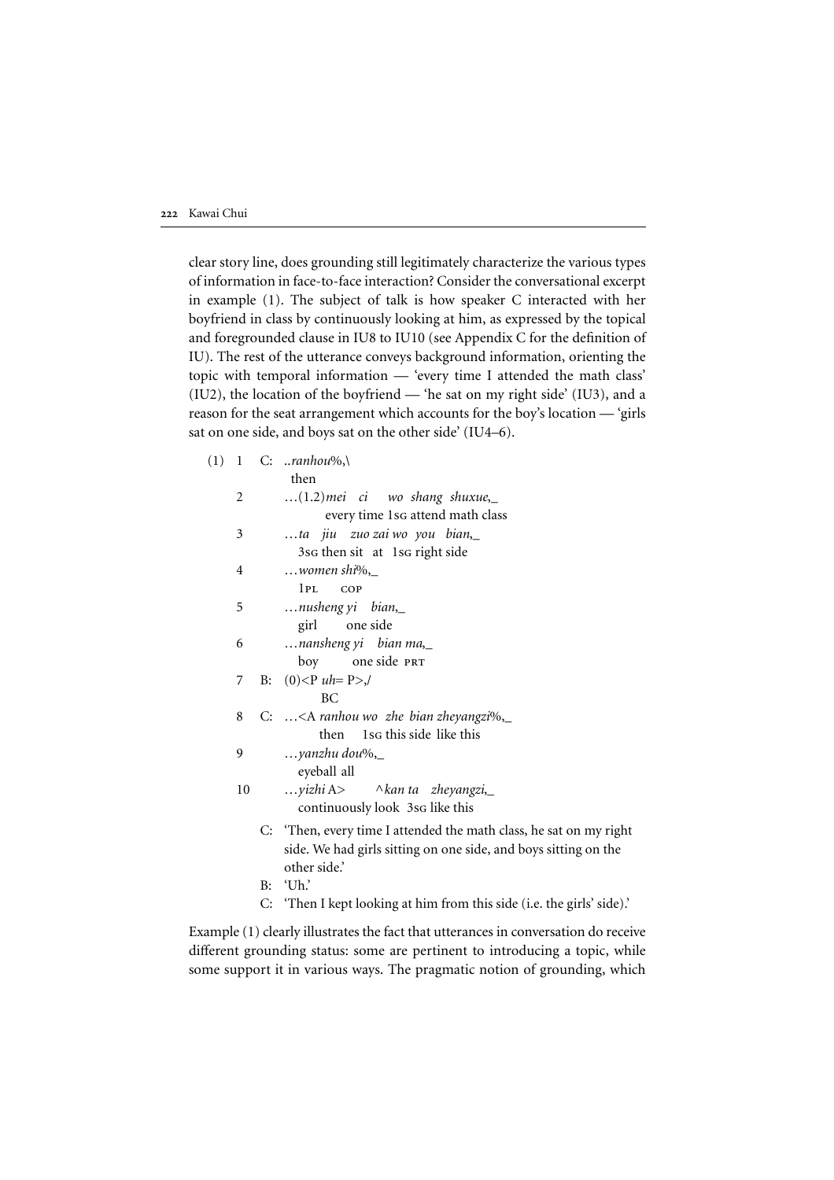clear story line, does grounding still legitimately characterize the various types of information in face-to-face interaction? Consider the conversational excerpt in example (1). The subject of talk is how speaker C interacted with her boyfriend in class by continuously looking at him, as expressed by the topical and foregrounded clause in IU8 to IU10 (see Appendix C for the definition of IU). The rest of the utterance conveys background information, orienting the topic with temporal information — 'every time I attended the math class' (IU2), the location of the boyfriend — 'he sat on my right side' (IU3), and a reason for the seat arrangement which accounts for the boy's location — 'girls sat on one side, and boys sat on the other side' (IU4–6).

```
(1) 1   C:  ..ranhou%,\
              then
    2       ...(1.2)mei  ci    wo  shang  shuxue,_
                    every time 1SG attend math class
    3       ...ta   jiu   zuo zai wo  you  bian,_
              3SG then sit  at  1SG right side
    4       ...women shi%,_
              1PL    COP
    5       ...nusheng yi    bian,_
              girl        one side
    6       ...nansheng yi    bian ma,_
              boy          one side PRT
    7   B:  (0)<P uh= P>,/
                  BC
    8   C:  ...<A ranhou wo  zhe  bian zheyangzi%,_
                  then    1SG this side  like this
    9       ...yanzhu dou%,_
              eyeball all
    10      ...yizhi A>       ^kan ta   zheyangzi,_
              continuously look 3SG like this
        C:  'Then, every time I attended the math class, he sat on my right
            side. We had girls sitting on one side, and boys sitting on the
            other side.'
        B:  'Uh.'
        C:  'Then I kept looking at him from this side (i.e. the girls' side).'
```

Example (1) clearly illustrates the fact that utterances in conversation do receive different grounding status: some are pertinent to introducing a topic, while some support it in various ways. The pragmatic notion of grounding, which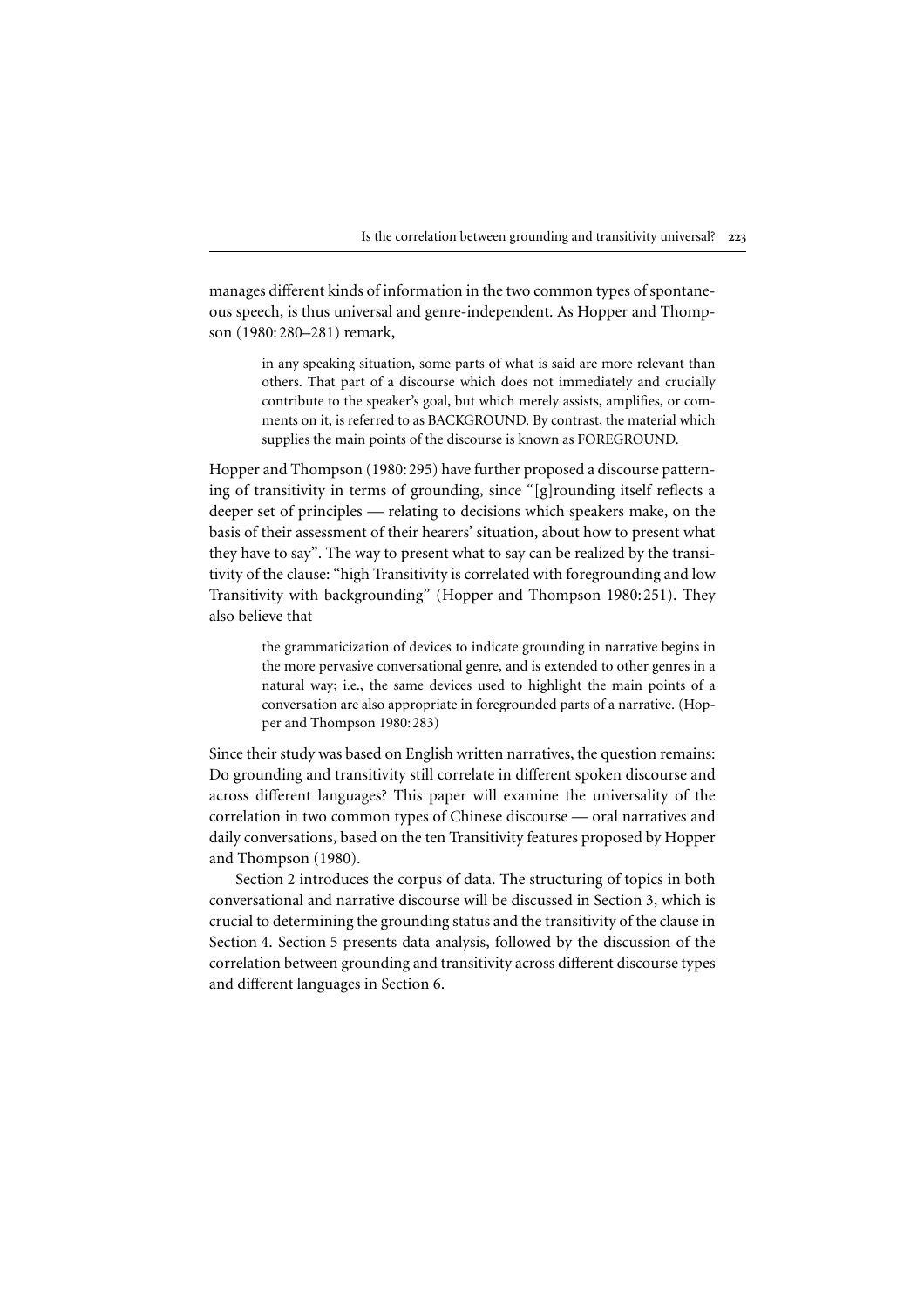manages different kinds of information in the two common types of spontaneous speech, is thus universal and genre-independent. As Hopper and Thompson (1980: 280–281) remark,

> in any speaking situation, some parts of what is said are more relevant than others. That part of a discourse which does not immediately and crucially contribute to the speaker's goal, but which merely assists, amplifies, or comments on it, is referred to as BACKGROUND. By contrast, the material which supplies the main points of the discourse is known as FOREGROUND.

Hopper and Thompson (1980: 295) have further proposed a discourse patterning of transitivity in terms of grounding, since "[g]rounding itself reflects a deeper set of principles — relating to decisions which speakers make, on the basis of their assessment of their hearers' situation, about how to present what they have to say". The way to present what to say can be realized by the transitivity of the clause: "high Transitivity is correlated with foregrounding and low Transitivity with backgrounding" (Hopper and Thompson 1980: 251). They also believe that

> the grammaticization of devices to indicate grounding in narrative begins in the more pervasive conversational genre, and is extended to other genres in a natural way; i.e., the same devices used to highlight the main points of a conversation are also appropriate in foregrounded parts of a narrative. (Hopper and Thompson 1980: 283)

Since their study was based on English written narratives, the question remains: Do grounding and transitivity still correlate in different spoken discourse and across different languages? This paper will examine the universality of the correlation in two common types of Chinese discourse — oral narratives and daily conversations, based on the ten Transitivity features proposed by Hopper and Thompson (1980).

Section 2 introduces the corpus of data. The structuring of topics in both conversational and narrative discourse will be discussed in Section 3, which is crucial to determining the grounding status and the transitivity of the clause in Section 4. Section 5 presents data analysis, followed by the discussion of the correlation between grounding and transitivity across different discourse types and different languages in Section 6.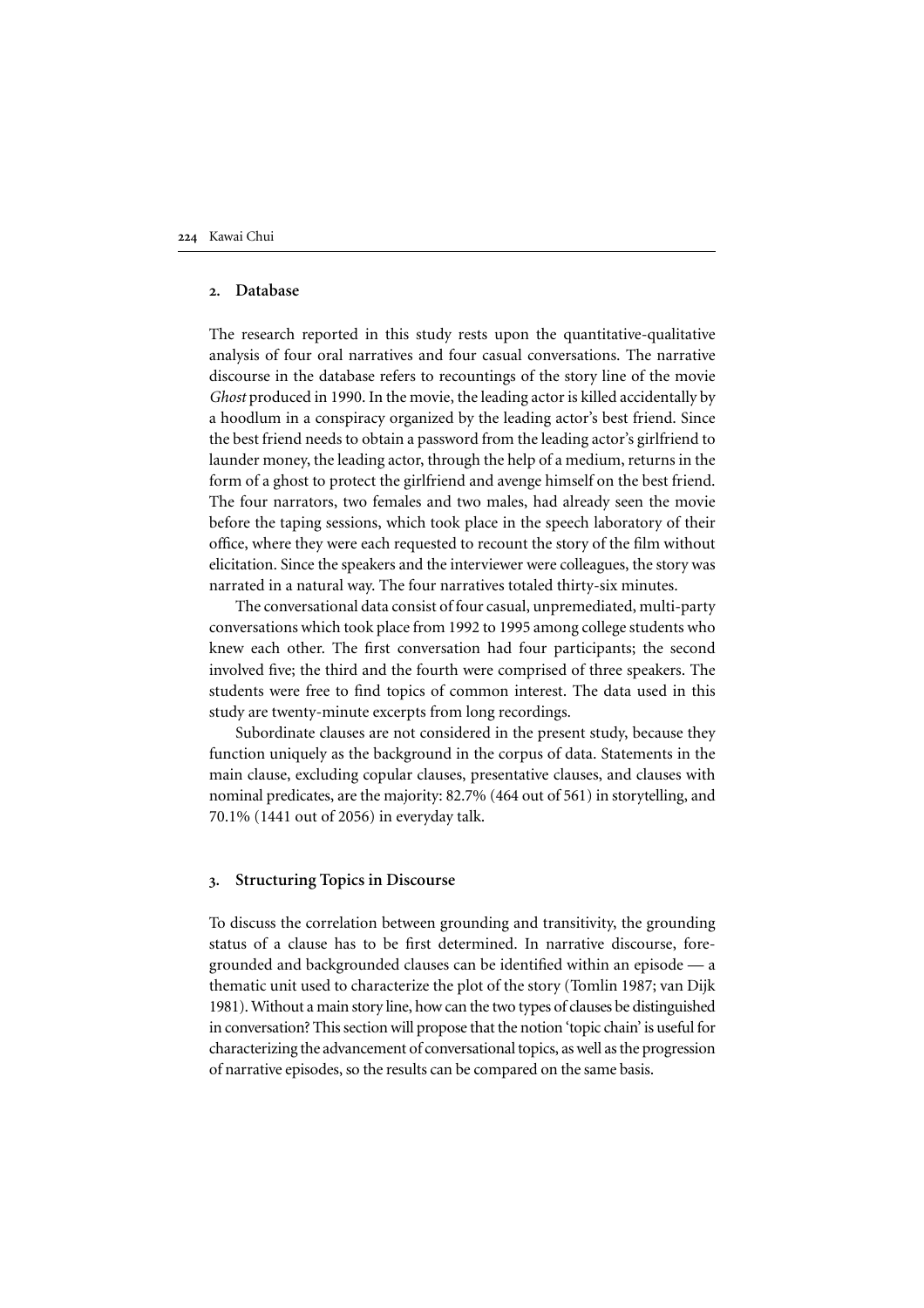## 2. Database

The research reported in this study rests upon the quantitative-qualitative analysis of four oral narratives and four casual conversations. The narrative discourse in the database refers to recountings of the story line of the movie *Ghost* produced in 1990. In the movie, the leading actor is killed accidentally by a hoodlum in a conspiracy organized by the leading actor's best friend. Since the best friend needs to obtain a password from the leading actor's girlfriend to launder money, the leading actor, through the help of a medium, returns in the form of a ghost to protect the girlfriend and avenge himself on the best friend. The four narrators, two females and two males, had already seen the movie before the taping sessions, which took place in the speech laboratory of their office, where they were each requested to recount the story of the film without elicitation. Since the speakers and the interviewer were colleagues, the story was narrated in a natural way. The four narratives totaled thirty-six minutes.

The conversational data consist of four casual, unpremediated, multi-party conversations which took place from 1992 to 1995 among college students who knew each other. The first conversation had four participants; the second involved five; the third and the fourth were comprised of three speakers. The students were free to find topics of common interest. The data used in this study are twenty-minute excerpts from long recordings.

Subordinate clauses are not considered in the present study, because they function uniquely as the background in the corpus of data. Statements in the main clause, excluding copular clauses, presentative clauses, and clauses with nominal predicates, are the majority: 82.7% (464 out of 561) in storytelling, and 70.1% (1441 out of 2056) in everyday talk.

## 3. Structuring Topics in Discourse

To discuss the correlation between grounding and transitivity, the grounding status of a clause has to be first determined. In narrative discourse, foregrounded and backgrounded clauses can be identified within an episode — a thematic unit used to characterize the plot of the story (Tomlin 1987; van Dijk 1981). Without a main story line, how can the two types of clauses be distinguished in conversation? This section will propose that the notion 'topic chain' is useful for characterizing the advancement of conversational topics, as well as the progression of narrative episodes, so the results can be compared on the same basis.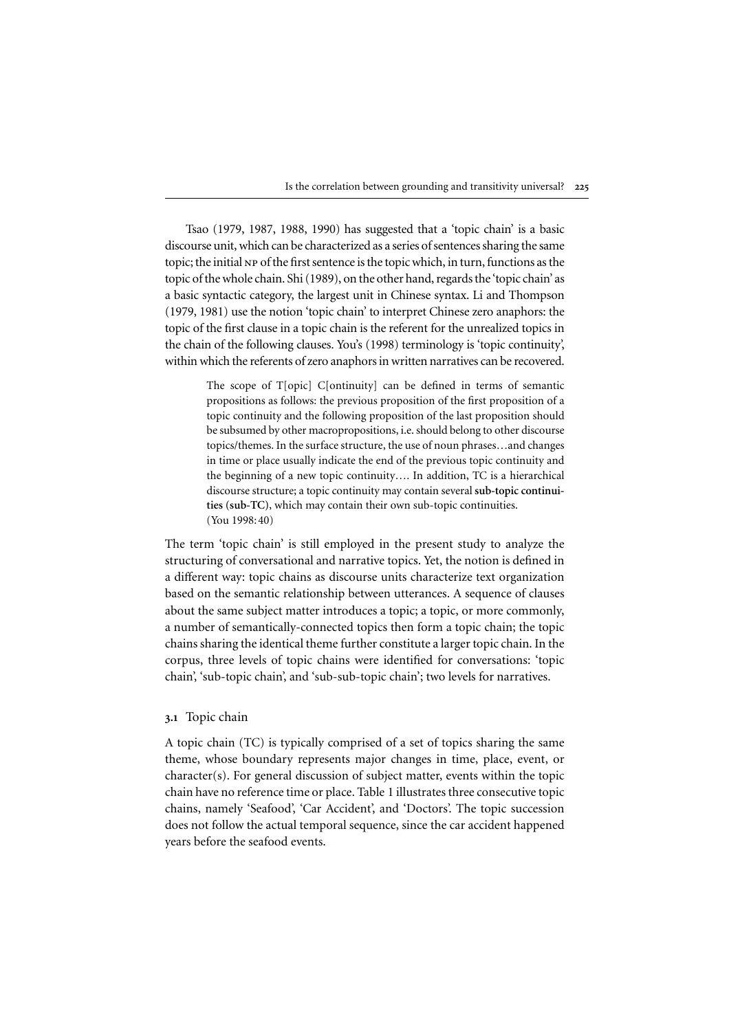Tsao (1979, 1987, 1988, 1990) has suggested that a 'topic chain' is a basic discourse unit, which can be characterized as a series of sentences sharing the same topic; the initial NP of the first sentence is the topic which, in turn, functions as the topic of the whole chain. Shi (1989), on the other hand, regards the 'topic chain' as a basic syntactic category, the largest unit in Chinese syntax. Li and Thompson (1979, 1981) use the notion 'topic chain' to interpret Chinese zero anaphors: the topic of the first clause in a topic chain is the referent for the unrealized topics in the chain of the following clauses. You's (1998) terminology is 'topic continuity', within which the referents of zero anaphors in written narratives can be recovered.

> The scope of T[opic] C[ontinuity] can be defined in terms of semantic propositions as follows: the previous proposition of the first proposition of a topic continuity and the following proposition of the last proposition should be subsumed by other macropropositions, i.e. should belong to other discourse topics/themes. In the surface structure, the use of noun phrases…and changes in time or place usually indicate the end of the previous topic continuity and the beginning of a new topic continuity…. In addition, TC is a hierarchical discourse structure; a topic continuity may contain several **sub-topic continuities (sub-TC)**, which may contain their own sub-topic continuities.
> (You 1998: 40)

The term 'topic chain' is still employed in the present study to analyze the structuring of conversational and narrative topics. Yet, the notion is defined in a different way: topic chains as discourse units characterize text organization based on the semantic relationship between utterances. A sequence of clauses about the same subject matter introduces a topic; a topic, or more commonly, a number of semantically-connected topics then form a topic chain; the topic chains sharing the identical theme further constitute a larger topic chain. In the corpus, three levels of topic chains were identified for conversations: 'topic chain', 'sub-topic chain', and 'sub-sub-topic chain'; two levels for narratives.

### 3.1 Topic chain

A topic chain (TC) is typically comprised of a set of topics sharing the same theme, whose boundary represents major changes in time, place, event, or character(s). For general discussion of subject matter, events within the topic chain have no reference time or place. Table 1 illustrates three consecutive topic chains, namely 'Seafood', 'Car Accident', and 'Doctors'. The topic succession does not follow the actual temporal sequence, since the car accident happened years before the seafood events.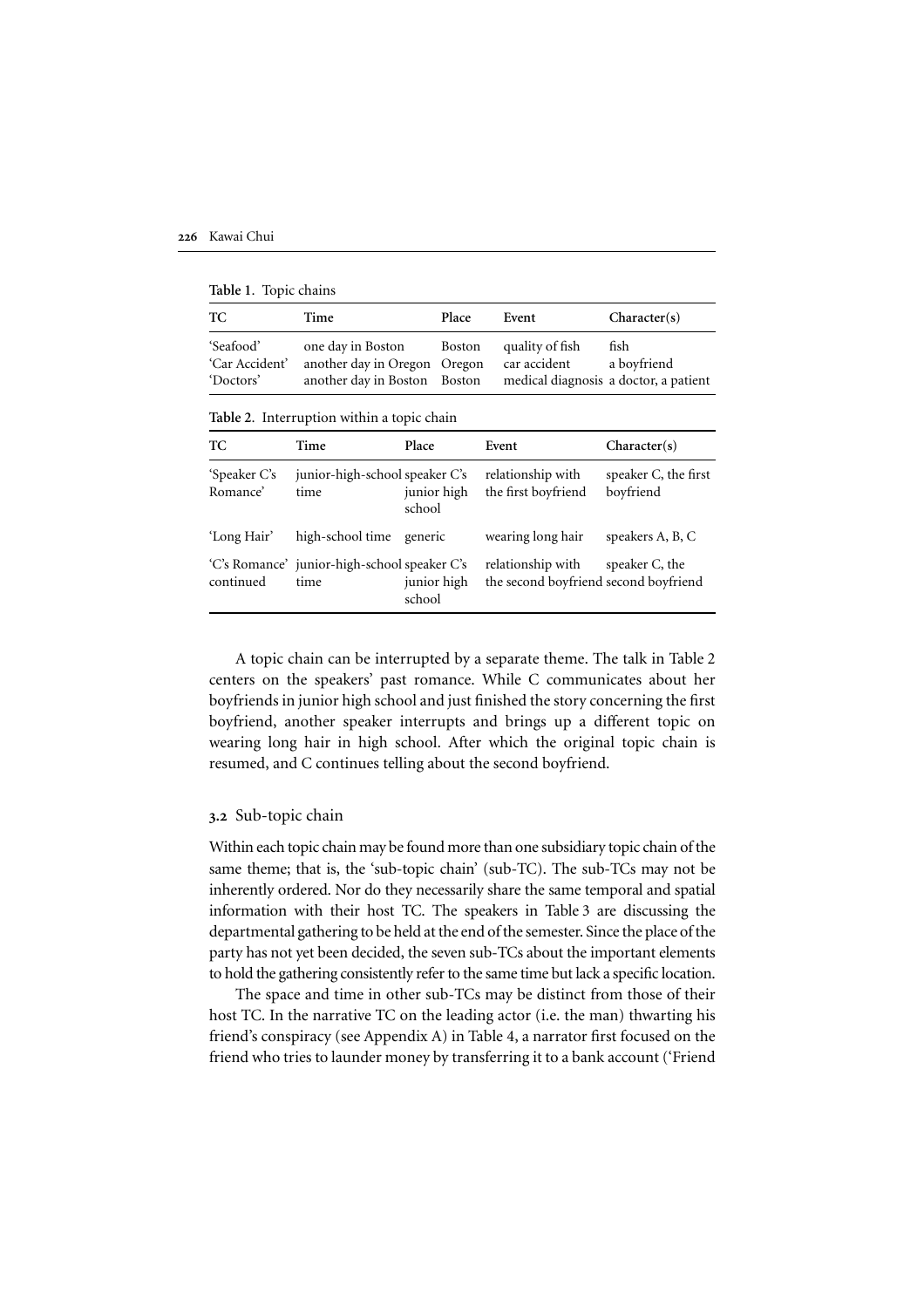**Table 1.** Topic chains

| TC | Time | Place | Event | Character(s) |
|---|---|---|---|---|
| 'Seafood' | one day in Boston | Boston | quality of fish | fish |
| 'Car Accident' | another day in Oregon | Oregon | car accident | a boyfriend |
| 'Doctors' | another day in Boston | Boston | medical diagnosis | a doctor, a patient |

**Table 2.** Interruption within a topic chain

| TC | Time | Place | Event | Character(s) |
|---|---|---|---|---|
| 'Speaker C's Romance' | junior-high-school time | speaker C's junior high school | relationship with the first boyfriend | speaker C, the first boyfriend |
| 'Long Hair' | high-school time | generic | wearing long hair | speakers A, B, C |
| 'C's Romance' continued | junior-high-school time | speaker C's junior high school | relationship with the second boyfriend | speaker C, the second boyfriend |

A topic chain can be interrupted by a separate theme. The talk in Table 2 centers on the speakers' past romance. While C communicates about her boyfriends in junior high school and just finished the story concerning the first boyfriend, another speaker interrupts and brings up a different topic on wearing long hair in high school. After which the original topic chain is resumed, and C continues telling about the second boyfriend.

## 3.2 Sub-topic chain

Within each topic chain may be found more than one subsidiary topic chain of the same theme; that is, the 'sub-topic chain' (sub-TC). The sub-TCs may not be inherently ordered. Nor do they necessarily share the same temporal and spatial information with their host TC. The speakers in Table 3 are discussing the departmental gathering to be held at the end of the semester. Since the place of the party has not yet been decided, the seven sub-TCs about the important elements to hold the gathering consistently refer to the same time but lack a specific location.

The space and time in other sub-TCs may be distinct from those of their host TC. In the narrative TC on the leading actor (i.e. the man) thwarting his friend's conspiracy (see Appendix A) in Table 4, a narrator first focused on the friend who tries to launder money by transferring it to a bank account ('Friend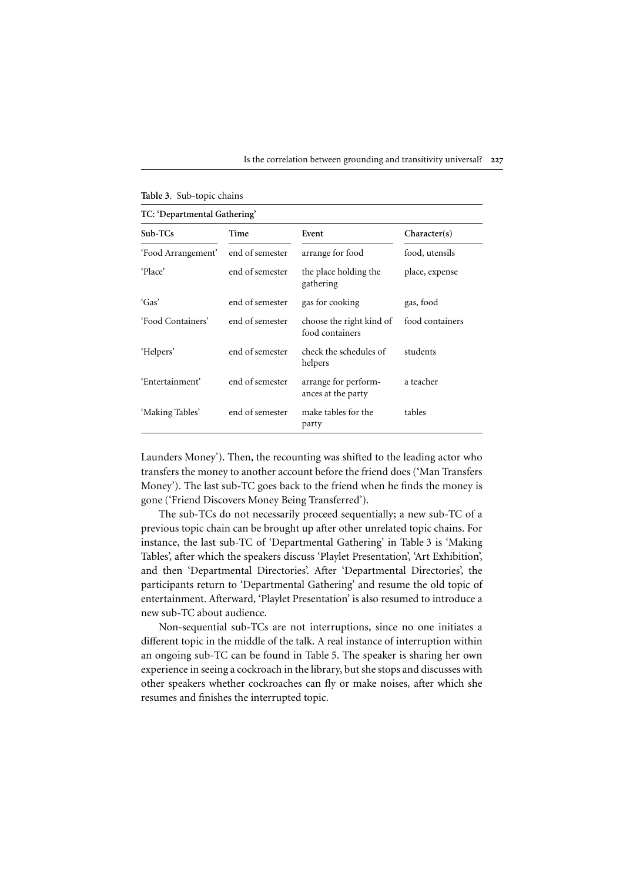**Table 3**. Sub-topic chains

| TC: 'Departmental Gathering' | | | |
|---|---|---|---|
| **Sub-TCs** | **Time** | **Event** | **Character(s)** |
| 'Food Arrangement' | end of semester | arrange for food | food, utensils |
| 'Place' | end of semester | the place holding the gathering | place, expense |
| 'Gas' | end of semester | gas for cooking | gas, food |
| 'Food Containers' | end of semester | choose the right kind of food containers | food containers |
| 'Helpers' | end of semester | check the schedules of helpers | students |
| 'Entertainment' | end of semester | arrange for performances at the party | a teacher |
| 'Making Tables' | end of semester | make tables for the party | tables |

Launders Money'). Then, the recounting was shifted to the leading actor who transfers the money to another account before the friend does ('Man Transfers Money'). The last sub-TC goes back to the friend when he finds the money is gone ('Friend Discovers Money Being Transferred').

The sub-TCs do not necessarily proceed sequentially; a new sub-TC of a previous topic chain can be brought up after other unrelated topic chains. For instance, the last sub-TC of 'Departmental Gathering' in Table 3 is 'Making Tables', after which the speakers discuss 'Playlet Presentation', 'Art Exhibition', and then 'Departmental Directories'. After 'Departmental Directories', the participants return to 'Departmental Gathering' and resume the old topic of entertainment. Afterward, 'Playlet Presentation' is also resumed to introduce a new sub-TC about audience.

Non-sequential sub-TCs are not interruptions, since no one initiates a different topic in the middle of the talk. A real instance of interruption within an ongoing sub-TC can be found in Table 5. The speaker is sharing her own experience in seeing a cockroach in the library, but she stops and discusses with other speakers whether cockroaches can fly or make noises, after which she resumes and finishes the interrupted topic.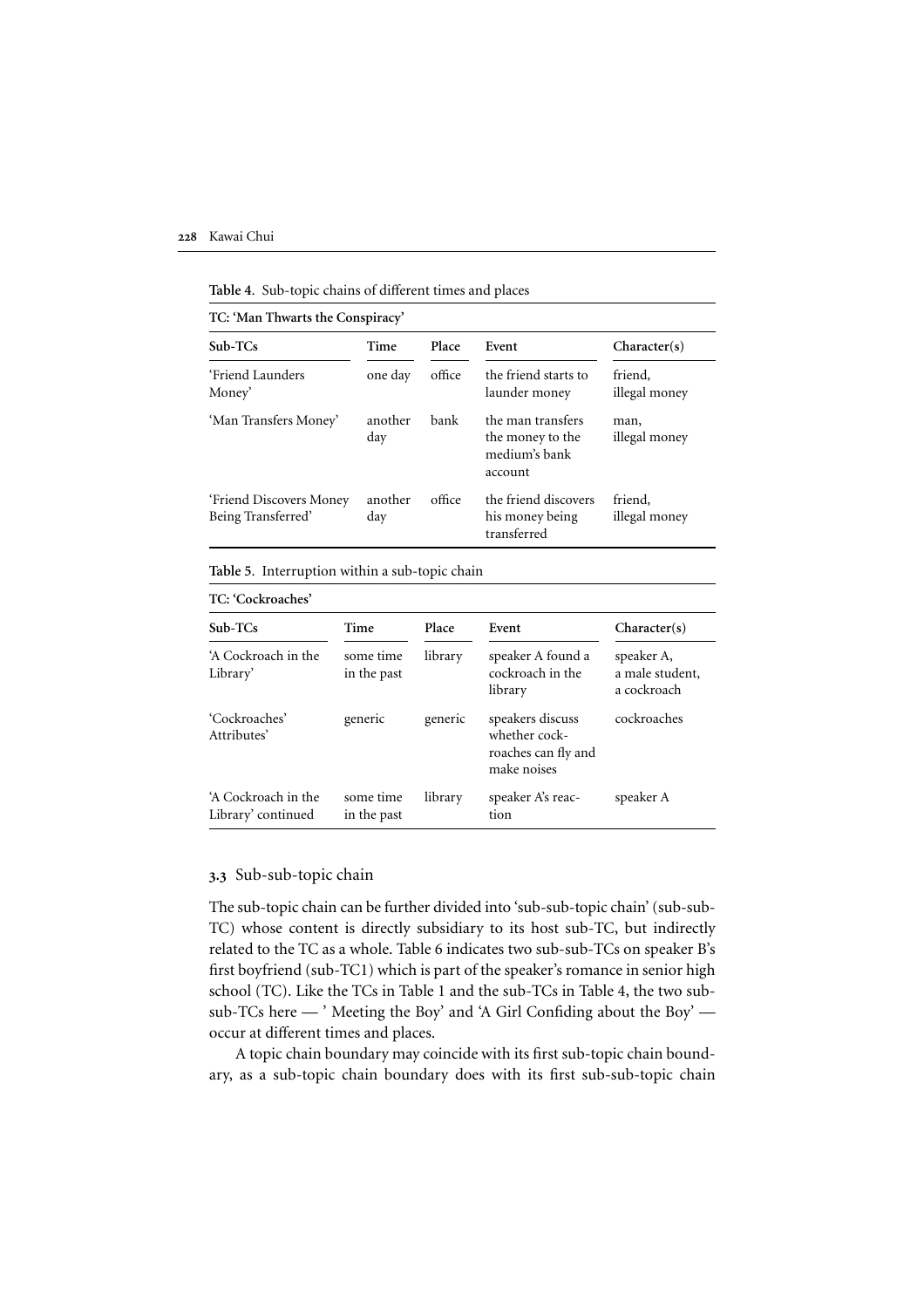**Table 4.** Sub-topic chains of different times and places

| TC: 'Man Thwarts the Conspiracy' | | | | |
|---|---|---|---|---|
| **Sub-TCs** | **Time** | **Place** | **Event** | **Character(s)** |
| 'Friend Launders Money' | one day | office | the friend starts to launder money | friend, illegal money |
| 'Man Transfers Money' | another day | bank | the man transfers the money to the medium's bank account | man, illegal money |
| 'Friend Discovers Money Being Transferred' | another day | office | the friend discovers his money being transferred | friend, illegal money |

**Table 5.** Interruption within a sub-topic chain

| TC: 'Cockroaches' | | | | |
|---|---|---|---|---|
| **Sub-TCs** | **Time** | **Place** | **Event** | **Character(s)** |
| 'A Cockroach in the Library' | some time in the past | library | speaker A found a cockroach in the library | speaker A, a male student, a cockroach |
| 'Cockroaches' Attributes' | generic | generic | speakers discuss whether cockroaches can fly and make noises | cockroaches |
| 'A Cockroach in the Library' continued | some time in the past | library | speaker A's reaction | speaker A |

### 3.3 Sub-sub-topic chain

The sub-topic chain can be further divided into 'sub-sub-topic chain' (sub-sub-TC) whose content is directly subsidiary to its host sub-TC, but indirectly related to the TC as a whole. Table 6 indicates two sub-sub-TCs on speaker B's first boyfriend (sub-TC1) which is part of the speaker's romance in senior high school (TC). Like the TCs in Table 1 and the sub-TCs in Table 4, the two sub-sub-TCs here — ' Meeting the Boy' and 'A Girl Confiding about the Boy' — occur at different times and places.

A topic chain boundary may coincide with its first sub-topic chain boundary, as a sub-topic chain boundary does with its first sub-sub-topic chain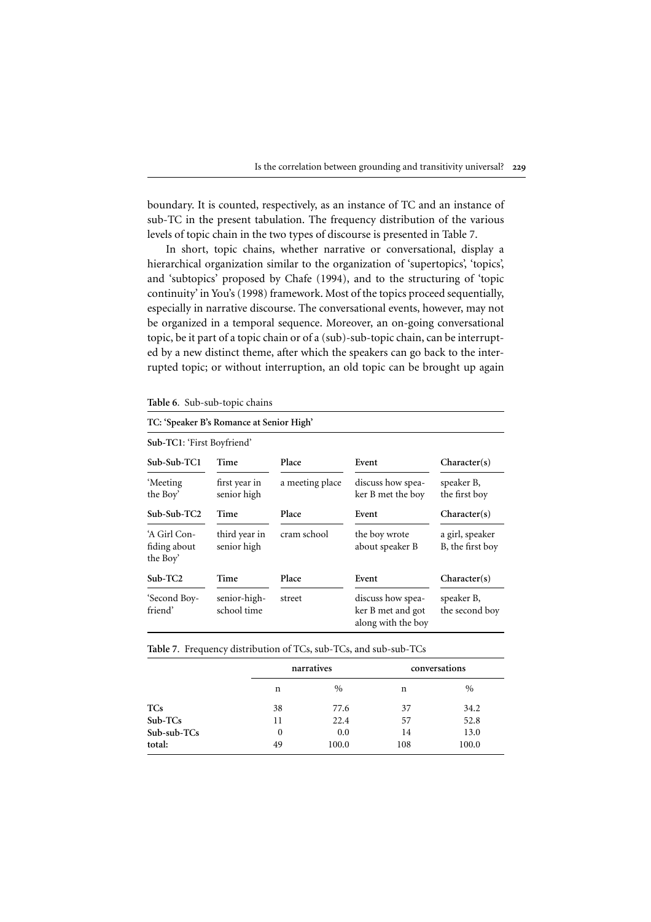boundary. It is counted, respectively, as an instance of TC and an instance of sub-TC in the present tabulation. The frequency distribution of the various levels of topic chain in the two types of discourse is presented in Table 7.

In short, topic chains, whether narrative or conversational, display a hierarchical organization similar to the organization of 'supertopics', 'topics', and 'subtopics' proposed by Chafe (1994), and to the structuring of 'topic continuity' in You's (1998) framework. Most of the topics proceed sequentially, especially in narrative discourse. The conversational events, however, may not be organized in a temporal sequence. Moreover, an on-going conversational topic, be it part of a topic chain or of a (sub)-sub-topic chain, can be interrupted by a new distinct theme, after which the speakers can go back to the interrupted topic; or without interruption, an old topic can be brought up again

**Table 6.** Sub-sub-topic chains

| **TC: 'Speaker B's Romance at Senior High'** | | | | |
|---|---|---|---|---|
| **Sub-TC1**: 'First Boyfriend' | | | | |
| **Sub-Sub-TC1** | **Time** | **Place** | **Event** | **Character(s)** |
| 'Meeting the Boy' | first year in senior high | a meeting place | discuss how speaker B met the boy | speaker B, the first boy |
| **Sub-Sub-TC2** | **Time** | **Place** | **Event** | **Character(s)** |
| 'A Girl Confiding about the Boy' | third year in senior high | cram school | the boy wrote about speaker B | a girl, speaker B, the first boy |
| **Sub-TC2** | **Time** | **Place** | **Event** | **Character(s)** |
| 'Second Boyfriend' | senior-high-school time | street | discuss how speaker B met and got along with the boy | speaker B, the second boy |

**Table 7.** Frequency distribution of TCs, sub-TCs, and sub-sub-TCs

| | narratives | | conversations | |
|---|---|---|---|---|
| | n | % | n | % |
| **TCs** | 38 | 77.6 | 37 | 34.2 |
| **Sub-TCs** | 11 | 22.4 | 57 | 52.8 |
| **Sub-sub-TCs** | 0 | 0.0 | 14 | 13.0 |
| **total:** | 49 | 100.0 | 108 | 100.0 |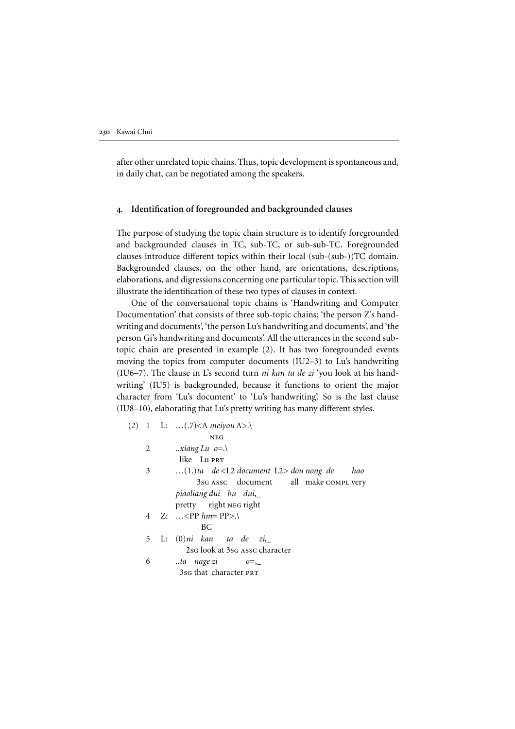after other unrelated topic chains. Thus, topic development is spontaneous and, in daily chat, can be negotiated among the speakers.

## 4. Identification of foregrounded and backgrounded clauses

The purpose of studying the topic chain structure is to identify foregrounded and backgrounded clauses in TC, sub-TC, or sub-sub-TC. Foregrounded clauses introduce different topics within their local (sub-(sub-))TC domain. Backgrounded clauses, on the other hand, are orientations, descriptions, elaborations, and digressions concerning one particular topic. This section will illustrate the identification of these two types of clauses in context.

One of the conversational topic chains is 'Handwriting and Computer Documentation' that consists of three sub-topic chains: 'the person Z's handwriting and documents', 'the person Lu's handwriting and documents', and 'the person Gi's handwriting and documents'. All the utterances in the second sub-topic chain are presented in example (2). It has two foregrounded events moving the topics from computer documents (IU2–3) to Lu's handwriting (IU6–7). The clause in L's second turn *ni kan ta de zi* 'you look at his handwriting' (IU5) is backgrounded, because it functions to orient the major character from 'Lu's document' to 'Lu's handwriting'. So is the last clause (IU8–10), elaborating that Lu's pretty writing has many different styles.

```
(2) 1   L:  …(.7)<A meiyou A>.\
                    NEG
    2       ..xiang Lu  o=.\
              like  Lu  PRT
    3       …(1.)ta  de <L2 document  L2> dou nong de      hao
                 3SG ASSC   document        all  make COMPL very
            piaoliang dui   bu  dui,_
            pretty    right NEG right
    4   Z:  …<PP hm= PP>.\
                 BC
    5   L:  (0)ni  kan     ta  de   zi,_
               2SG look at 3SG ASSC character
    6       ..ta  nage zi        o=,_
              3SG that character PRT
```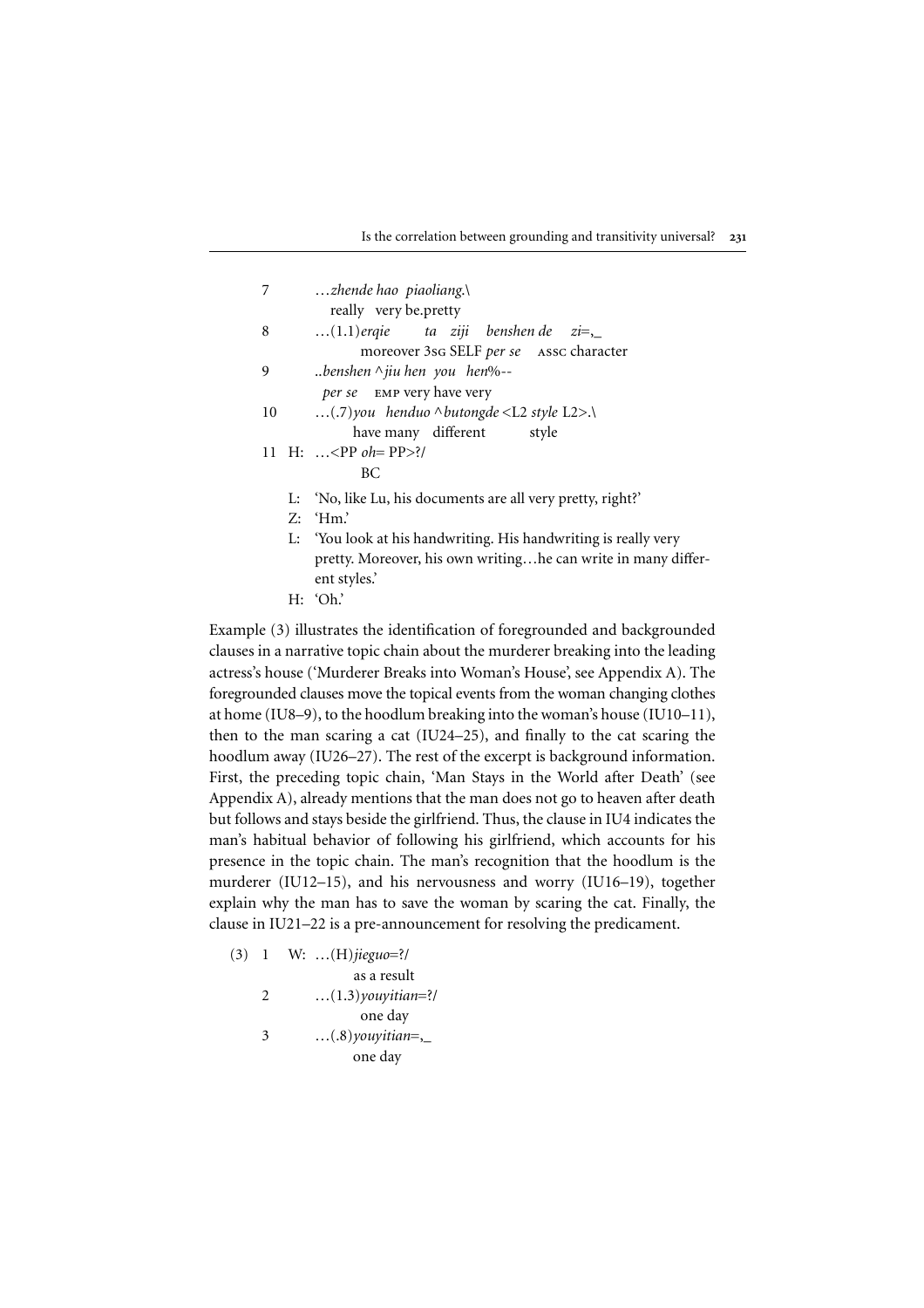```
7        …zhende hao  piaoliang.\
           really  very be.pretty
8        …(1.1)erqie      ta  ziji   benshen de    zi=,_
                moreover 3SG SELF per se   ASSC character
9        ..benshen ^jiu hen  you  hen%--
           per se   EMP very have very
10       …(.7)you  henduo ^butongde <L2 style L2>.\
               have many  different         style
11   H:  …<PP oh= PP>?/
              BC
```

L: 'No, like Lu, his documents are all very pretty, right?'

Z: 'Hm.'

L: 'You look at his handwriting. His handwriting is really very pretty. Moreover, his own writing…he can write in many different styles.'

H: 'Oh.'

Example (3) illustrates the identification of foregrounded and backgrounded clauses in a narrative topic chain about the murderer breaking into the leading actress's house ('Murderer Breaks into Woman's House', see Appendix A). The foregrounded clauses move the topical events from the woman changing clothes at home (IU8–9), to the hoodlum breaking into the woman's house (IU10–11), then to the man scaring a cat (IU24–25), and finally to the cat scaring the hoodlum away (IU26–27). The rest of the excerpt is background information. First, the preceding topic chain, 'Man Stays in the World after Death' (see Appendix A), already mentions that the man does not go to heaven after death but follows and stays beside the girlfriend. Thus, the clause in IU4 indicates the man's habitual behavior of following his girlfriend, which accounts for his presence in the topic chain. The man's recognition that the hoodlum is the murderer (IU12–15), and his nervousness and worry (IU16–19), together explain why the man has to save the woman by scaring the cat. Finally, the clause in IU21–22 is a pre-announcement for resolving the predicament.

```
(3)  1   W:  …(H)jieguo=?/
                 as a result
     2       …(1.3)youyitian=?/
                   one day
     3       …(.8)youyitian=,_
                  one day
```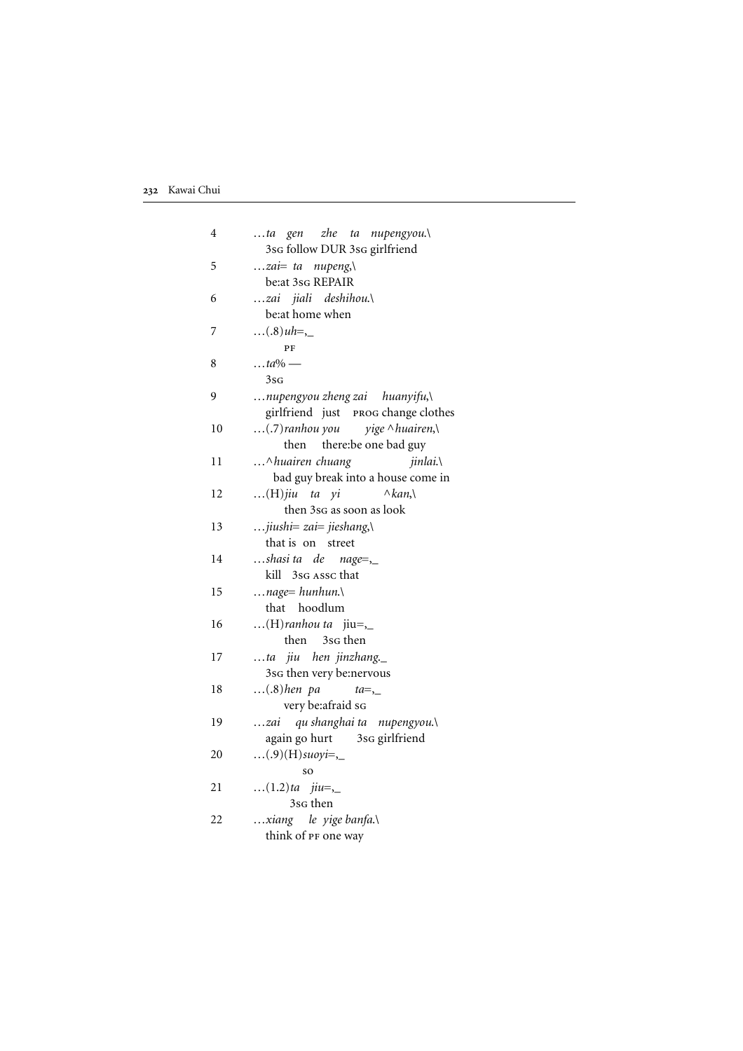4 &nbsp;&nbsp;&nbsp; …*ta gen zhe ta nupengyou.\*
&nbsp;&nbsp;&nbsp;&nbsp;&nbsp;&nbsp; 3SG follow DUR 3SG girlfriend

5 &nbsp;&nbsp;&nbsp; …*zai= ta nupeng,\*
&nbsp;&nbsp;&nbsp;&nbsp;&nbsp;&nbsp; be:at 3SG REPAIR

6 &nbsp;&nbsp;&nbsp; …*zai jiali deshihou.\*
&nbsp;&nbsp;&nbsp;&nbsp;&nbsp;&nbsp; be:at home when

7 &nbsp;&nbsp;&nbsp; …(.8)*uh=,_*
&nbsp;&nbsp;&nbsp;&nbsp;&nbsp;&nbsp;&nbsp;&nbsp;&nbsp; PF

8 &nbsp;&nbsp;&nbsp; …*ta% —*
&nbsp;&nbsp;&nbsp;&nbsp;&nbsp;&nbsp; 3SG

9 &nbsp;&nbsp;&nbsp; …*nupengyou zheng zai huanyifu,\*
&nbsp;&nbsp;&nbsp;&nbsp;&nbsp;&nbsp; girlfriend just PROG change clothes

10 &nbsp;&nbsp; …(.7)*ranhou you yige ^huairen,\*
&nbsp;&nbsp;&nbsp;&nbsp;&nbsp;&nbsp;&nbsp;&nbsp;&nbsp; then there:be one bad guy

11 &nbsp;&nbsp; …*^huairen chuang jinlai.\*
&nbsp;&nbsp;&nbsp;&nbsp;&nbsp;&nbsp; bad guy break into a house come in

12 &nbsp;&nbsp; …(H)*jiu ta yi ^kan,\*
&nbsp;&nbsp;&nbsp;&nbsp;&nbsp;&nbsp;&nbsp;&nbsp;&nbsp; then 3SG as soon as look

13 &nbsp;&nbsp; …*jiushi= zai= jieshang,\*
&nbsp;&nbsp;&nbsp;&nbsp;&nbsp;&nbsp; that is on street

14 &nbsp;&nbsp; …*shasi ta de nage=,_*
&nbsp;&nbsp;&nbsp;&nbsp;&nbsp;&nbsp; kill 3SG ASSC that

15 &nbsp;&nbsp; …*nage= hunhun.\*
&nbsp;&nbsp;&nbsp;&nbsp;&nbsp;&nbsp; that hoodlum

16 &nbsp;&nbsp; …(H)*ranhou ta* jiu=,_
&nbsp;&nbsp;&nbsp;&nbsp;&nbsp;&nbsp;&nbsp;&nbsp;&nbsp; then 3SG then

17 &nbsp;&nbsp; …*ta jiu hen jinzhang._*
&nbsp;&nbsp;&nbsp;&nbsp;&nbsp;&nbsp; 3SG then very be:nervous

18 &nbsp;&nbsp; …(.8)*hen pa ta=,_*
&nbsp;&nbsp;&nbsp;&nbsp;&nbsp;&nbsp;&nbsp;&nbsp;&nbsp; very be:afraid SG

19 &nbsp;&nbsp; …*zai qu shanghai ta nupengyou.\*
&nbsp;&nbsp;&nbsp;&nbsp;&nbsp;&nbsp; again go hurt 3SG girlfriend

20 &nbsp;&nbsp; …(.9)(H)*suoyi=,_*
&nbsp;&nbsp;&nbsp;&nbsp;&nbsp;&nbsp;&nbsp;&nbsp;&nbsp;&nbsp;&nbsp;&nbsp; so

21 &nbsp;&nbsp; …(1.2)*ta jiu=,_*
&nbsp;&nbsp;&nbsp;&nbsp;&nbsp;&nbsp;&nbsp;&nbsp;&nbsp;&nbsp; 3SG then

22 &nbsp;&nbsp; …*xiang le yige banfa.\*
&nbsp;&nbsp;&nbsp;&nbsp;&nbsp;&nbsp; think of PF one way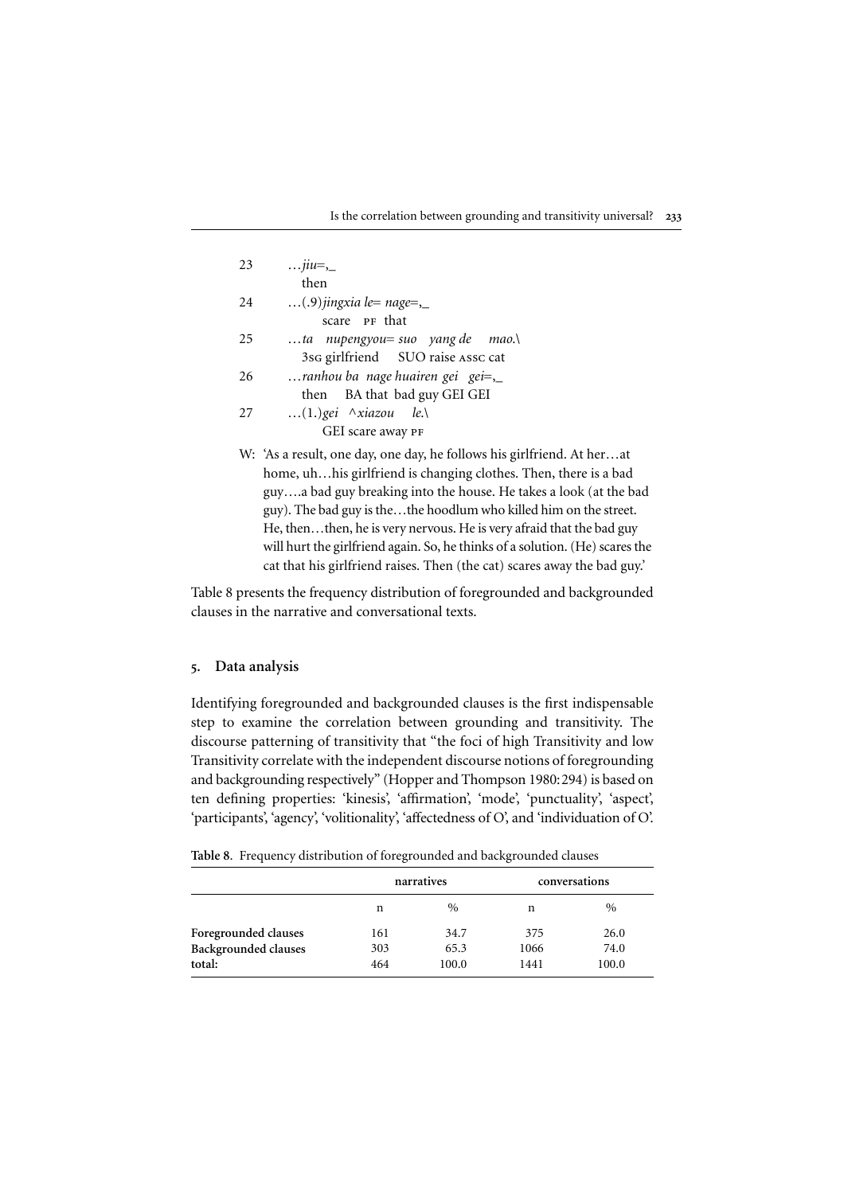23 …*jiu*=,_
then

24 …(.9)*jingxia le= nage*=,_
scare PF that

25 …*ta nupengyou= suo yang de mao.*\
3SG girlfriend SUO raise ASSC cat

26 …*ranhou ba nage huairen gei gei*=,_
then BA that bad guy GEI GEI

27 …(1.)*gei ^xiazou le.*\
GEI scare away PF

W: 'As a result, one day, one day, he follows his girlfriend. At her…at home, uh…his girlfriend is changing clothes. Then, there is a bad guy….a bad guy breaking into the house. He takes a look (at the bad guy). The bad guy is the…the hoodlum who killed him on the street. He, then…then, he is very nervous. He is very afraid that the bad guy will hurt the girlfriend again. So, he thinks of a solution. (He) scares the cat that his girlfriend raises. Then (the cat) scares away the bad guy.'

Table 8 presents the frequency distribution of foregrounded and backgrounded clauses in the narrative and conversational texts.

## 5. Data analysis

Identifying foregrounded and backgrounded clauses is the first indispensable step to examine the correlation between grounding and transitivity. The discourse patterning of transitivity that "the foci of high Transitivity and low Transitivity correlate with the independent discourse notions of foregrounding and backgrounding respectively" (Hopper and Thompson 1980: 294) is based on ten defining properties: 'kinesis', 'affirmation', 'mode', 'punctuality', 'aspect', 'participants', 'agency', 'volitionality', 'affectedness of O', and 'individuation of O'.

**Table 8**. Frequency distribution of foregrounded and backgrounded clauses

| | narratives | | conversations | |
|---|---|---|---|---|
| | n | % | n | % |
| **Foregrounded clauses** | 161 | 34.7 | 375 | 26.0 |
| **Backgrounded clauses** | 303 | 65.3 | 1066 | 74.0 |
| **total:** | 464 | 100.0 | 1441 | 100.0 |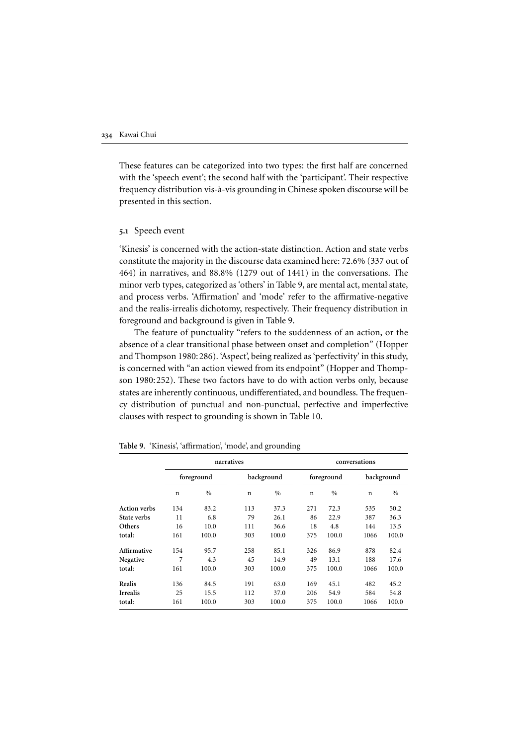These features can be categorized into two types: the first half are concerned with the 'speech event'; the second half with the 'participant'. Their respective frequency distribution vis-à-vis grounding in Chinese spoken discourse will be presented in this section.

### 5.1 Speech event

'Kinesis' is concerned with the action-state distinction. Action and state verbs constitute the majority in the discourse data examined here: 72.6% (337 out of 464) in narratives, and 88.8% (1279 out of 1441) in the conversations. The minor verb types, categorized as 'others' in Table 9, are mental act, mental state, and process verbs. 'Affirmation' and 'mode' refer to the affirmative-negative and the realis-irrealis dichotomy, respectively. Their frequency distribution in foreground and background is given in Table 9.

The feature of punctuality "refers to the suddenness of an action, or the absence of a clear transitional phase between onset and completion" (Hopper and Thompson 1980:286). 'Aspect', being realized as 'perfectivity' in this study, is concerned with "an action viewed from its endpoint" (Hopper and Thompson 1980:252). These two factors have to do with action verbs only, because states are inherently continuous, undifferentiated, and boundless. The frequency distribution of punctual and non-punctual, perfective and imperfective clauses with respect to grounding is shown in Table 10.

**Table 9.** 'Kinesis', 'affirmation', 'mode', and grounding

| | narratives | | | | conversations | | | |
|---|---|---|---|---|---|---|---|---|
| | foreground | | background | | foreground | | background | |
| | n | % | n | % | n | % | n | % |
| **Action verbs** | 134 | 83.2 | 113 | 37.3 | 271 | 72.3 | 535 | 50.2 |
| **State verbs** | 11 | 6.8 | 79 | 26.1 | 86 | 22.9 | 387 | 36.3 |
| **Others** | 16 | 10.0 | 111 | 36.6 | 18 | 4.8 | 144 | 13.5 |
| **total:** | 161 | 100.0 | 303 | 100.0 | 375 | 100.0 | 1066 | 100.0 |
| **Affirmative** | 154 | 95.7 | 258 | 85.1 | 326 | 86.9 | 878 | 82.4 |
| **Negative** | 7 | 4.3 | 45 | 14.9 | 49 | 13.1 | 188 | 17.6 |
| **total:** | 161 | 100.0 | 303 | 100.0 | 375 | 100.0 | 1066 | 100.0 |
| **Realis** | 136 | 84.5 | 191 | 63.0 | 169 | 45.1 | 482 | 45.2 |
| **Irrealis** | 25 | 15.5 | 112 | 37.0 | 206 | 54.9 | 584 | 54.8 |
| **total:** | 161 | 100.0 | 303 | 100.0 | 375 | 100.0 | 1066 | 100.0 |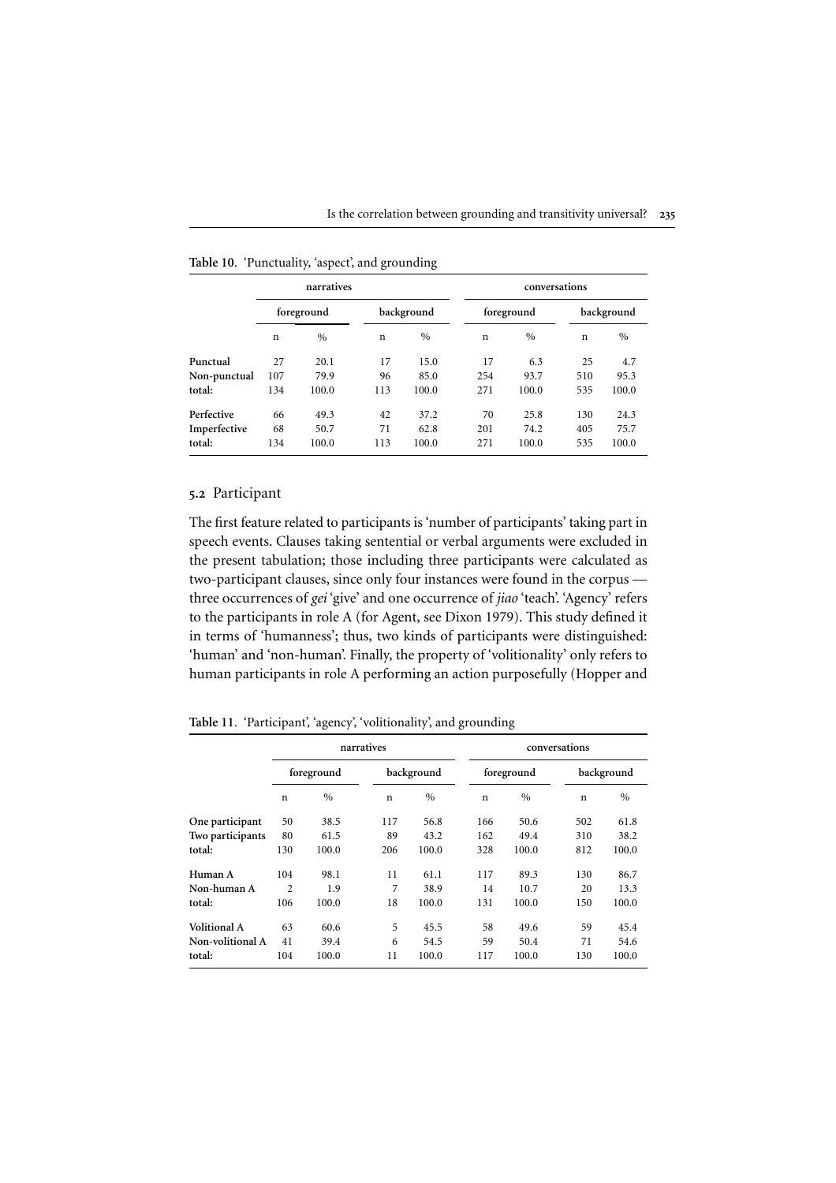**Table 10.** 'Punctuality, 'aspect', and grounding

| | narratives | | | | conversations | | | |
|---|---|---|---|---|---|---|---|---|
| | foreground | | background | | foreground | | background | |
| | n | % | n | % | n | % | n | % |
| **Punctual** | 27 | 20.1 | 17 | 15.0 | 17 | 6.3 | 25 | 4.7 |
| **Non-punctual** | 107 | 79.9 | 96 | 85.0 | 254 | 93.7 | 510 | 95.3 |
| **total:** | 134 | 100.0 | 113 | 100.0 | 271 | 100.0 | 535 | 100.0 |
| **Perfective** | 66 | 49.3 | 42 | 37.2 | 70 | 25.8 | 130 | 24.3 |
| **Imperfective** | 68 | 50.7 | 71 | 62.8 | 201 | 74.2 | 405 | 75.7 |
| **total:** | 134 | 100.0 | 113 | 100.0 | 271 | 100.0 | 535 | 100.0 |

## 5.2 Participant

The first feature related to participants is 'number of participants' taking part in speech events. Clauses taking sentential or verbal arguments were excluded in the present tabulation; those including three participants were calculated as two-participant clauses, since only four instances were found in the corpus — three occurrences of *gei* 'give' and one occurrence of *jiao* 'teach'. 'Agency' refers to the participants in role A (for Agent, see Dixon 1979). This study defined it in terms of 'humanness'; thus, two kinds of participants were distinguished: 'human' and 'non-human'. Finally, the property of 'volitionality' only refers to human participants in role A performing an action purposefully (Hopper and

**Table 11.** 'Participant', 'agency', 'volitionality', and grounding

| | narratives | | | | conversations | | | |
|---|---|---|---|---|---|---|---|---|
| | foreground | | background | | foreground | | background | |
| | n | % | n | % | n | % | n | % |
| **One participant** | 50 | 38.5 | 117 | 56.8 | 166 | 50.6 | 502 | 61.8 |
| **Two participants** | 80 | 61.5 | 89 | 43.2 | 162 | 49.4 | 310 | 38.2 |
| **total:** | 130 | 100.0 | 206 | 100.0 | 328 | 100.0 | 812 | 100.0 |
| **Human A** | 104 | 98.1 | 11 | 61.1 | 117 | 89.3 | 130 | 86.7 |
| **Non-human A** | 2 | 1.9 | 7 | 38.9 | 14 | 10.7 | 20 | 13.3 |
| **total:** | 106 | 100.0 | 18 | 100.0 | 131 | 100.0 | 150 | 100.0 |
| **Volitional A** | 63 | 60.6 | 5 | 45.5 | 58 | 49.6 | 59 | 45.4 |
| **Non-volitional A** | 41 | 39.4 | 6 | 54.5 | 59 | 50.4 | 71 | 54.6 |
| **total:** | 104 | 100.0 | 11 | 100.0 | 117 | 100.0 | 130 | 100.0 |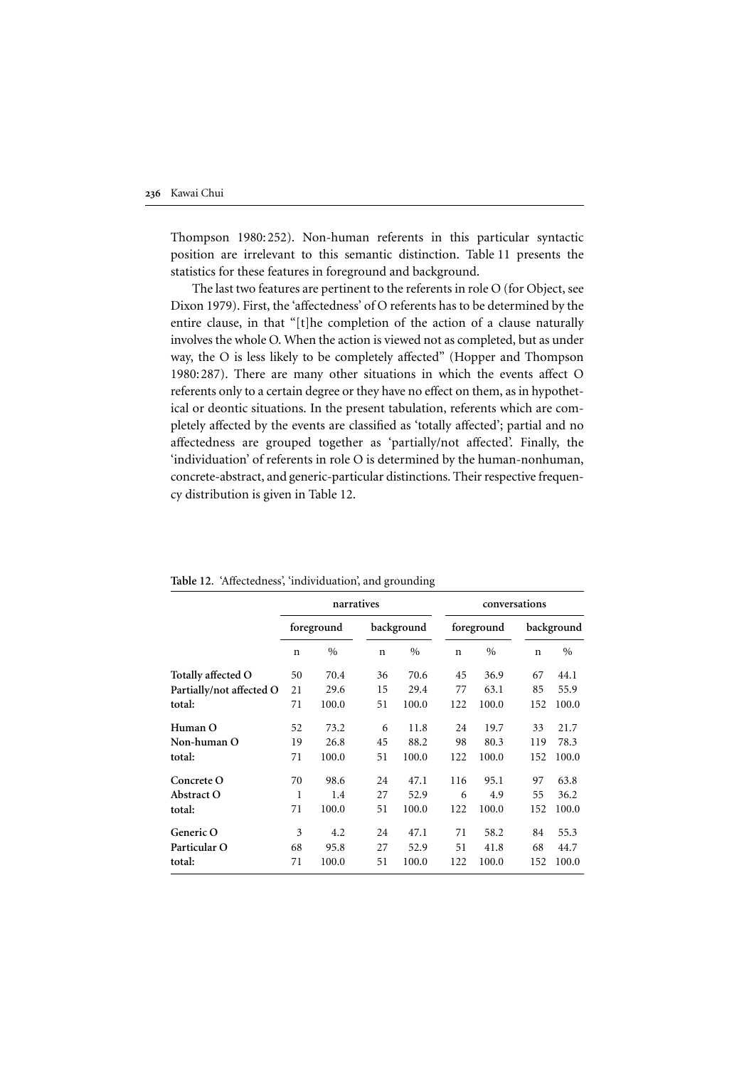Thompson 1980: 252). Non-human referents in this particular syntactic position are irrelevant to this semantic distinction. Table 11 presents the statistics for these features in foreground and background.

The last two features are pertinent to the referents in role O (for Object, see Dixon 1979). First, the 'affectedness' of O referents has to be determined by the entire clause, in that "[t]he completion of the action of a clause naturally involves the whole O. When the action is viewed not as completed, but as under way, the O is less likely to be completely affected" (Hopper and Thompson 1980: 287). There are many other situations in which the events affect O referents only to a certain degree or they have no effect on them, as in hypothetical or deontic situations. In the present tabulation, referents which are completely affected by the events are classified as 'totally affected'; partial and no affectedness are grouped together as 'partially/not affected'. Finally, the 'individuation' of referents in role O is determined by the human-nonhuman, concrete-abstract, and generic-particular distinctions. Their respective frequency distribution is given in Table 12.

**Table 12.** 'Affectedness', 'individuation', and grounding

| | narratives | | | | conversations | | | |
|---|---|---|---|---|---|---|---|---|
| | foreground | | background | | foreground | | background | |
| | n | % | n | % | n | % | n | % |
| **Totally affected O** | 50 | 70.4 | 36 | 70.6 | 45 | 36.9 | 67 | 44.1 |
| **Partially/not affected O** | 21 | 29.6 | 15 | 29.4 | 77 | 63.1 | 85 | 55.9 |
| **total:** | 71 | 100.0 | 51 | 100.0 | 122 | 100.0 | 152 | 100.0 |
| **Human O** | 52 | 73.2 | 6 | 11.8 | 24 | 19.7 | 33 | 21.7 |
| **Non-human O** | 19 | 26.8 | 45 | 88.2 | 98 | 80.3 | 119 | 78.3 |
| **total:** | 71 | 100.0 | 51 | 100.0 | 122 | 100.0 | 152 | 100.0 |
| **Concrete O** | 70 | 98.6 | 24 | 47.1 | 116 | 95.1 | 97 | 63.8 |
| **Abstract O** | 1 | 1.4 | 27 | 52.9 | 6 | 4.9 | 55 | 36.2 |
| **total:** | 71 | 100.0 | 51 | 100.0 | 122 | 100.0 | 152 | 100.0 |
| **Generic O** | 3 | 4.2 | 24 | 47.1 | 71 | 58.2 | 84 | 55.3 |
| **Particular O** | 68 | 95.8 | 27 | 52.9 | 51 | 41.8 | 68 | 44.7 |
| **total:** | 71 | 100.0 | 51 | 100.0 | 122 | 100.0 | 152 | 100.0 |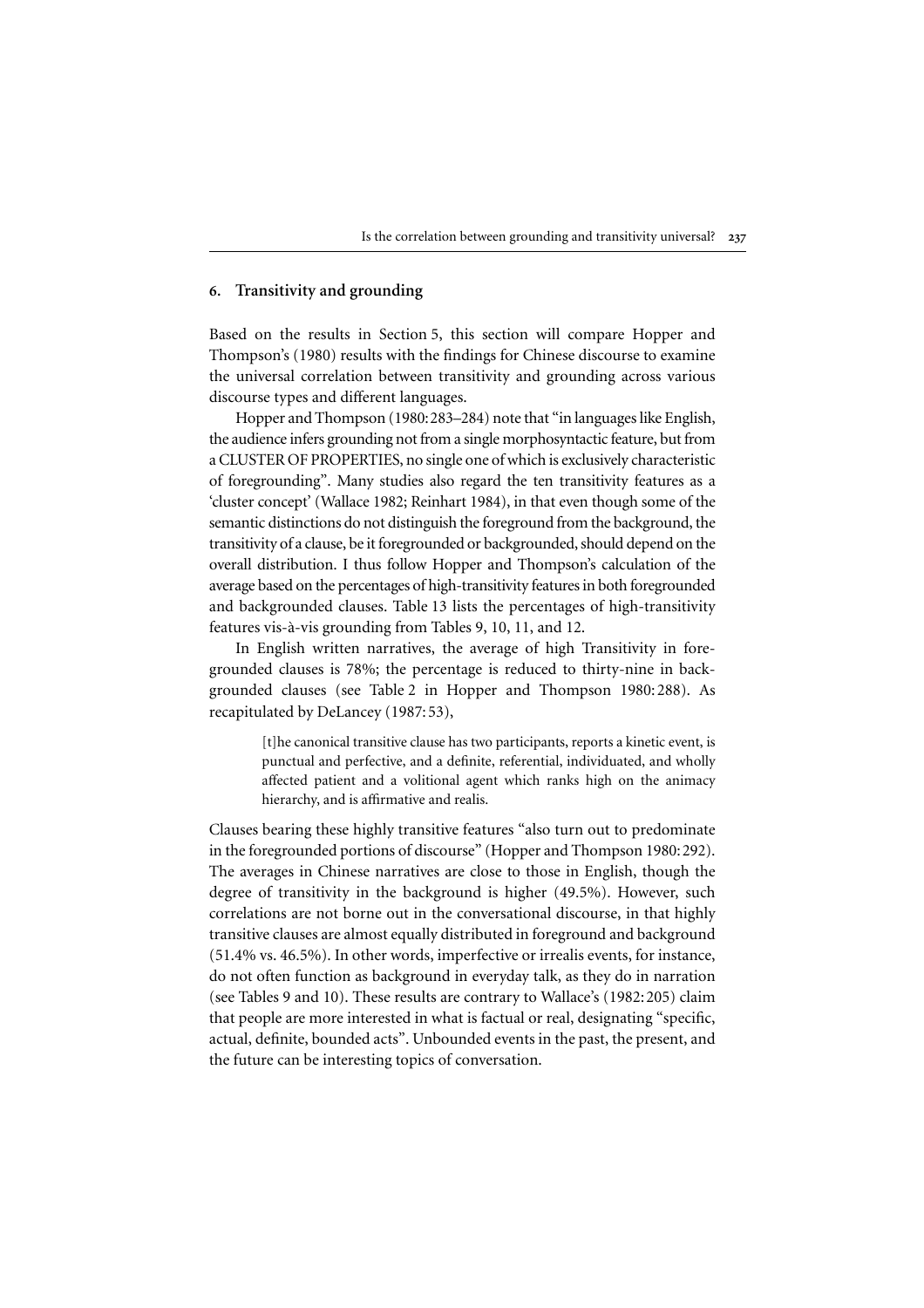## 6. Transitivity and grounding

Based on the results in Section 5, this section will compare Hopper and Thompson's (1980) results with the findings for Chinese discourse to examine the universal correlation between transitivity and grounding across various discourse types and different languages.

Hopper and Thompson (1980: 283–284) note that "in languages like English, the audience infers grounding not from a single morphosyntactic feature, but from a CLUSTER OF PROPERTIES, no single one of which is exclusively characteristic of foregrounding". Many studies also regard the ten transitivity features as a 'cluster concept' (Wallace 1982; Reinhart 1984), in that even though some of the semantic distinctions do not distinguish the foreground from the background, the transitivity of a clause, be it foregrounded or backgrounded, should depend on the overall distribution. I thus follow Hopper and Thompson's calculation of the average based on the percentages of high-transitivity features in both foregrounded and backgrounded clauses. Table 13 lists the percentages of high-transitivity features vis-à-vis grounding from Tables 9, 10, 11, and 12.

In English written narratives, the average of high Transitivity in foregrounded clauses is 78%; the percentage is reduced to thirty-nine in backgrounded clauses (see Table 2 in Hopper and Thompson 1980: 288). As recapitulated by DeLancey (1987: 53),

> [t]he canonical transitive clause has two participants, reports a kinetic event, is punctual and perfective, and a definite, referential, individuated, and wholly affected patient and a volitional agent which ranks high on the animacy hierarchy, and is affirmative and realis.

Clauses bearing these highly transitive features "also turn out to predominate in the foregrounded portions of discourse" (Hopper and Thompson 1980: 292). The averages in Chinese narratives are close to those in English, though the degree of transitivity in the background is higher (49.5%). However, such correlations are not borne out in the conversational discourse, in that highly transitive clauses are almost equally distributed in foreground and background (51.4% vs. 46.5%). In other words, imperfective or irrealis events, for instance, do not often function as background in everyday talk, as they do in narration (see Tables 9 and 10). These results are contrary to Wallace's (1982: 205) claim that people are more interested in what is factual or real, designating "specific, actual, definite, bounded acts". Unbounded events in the past, the present, and the future can be interesting topics of conversation.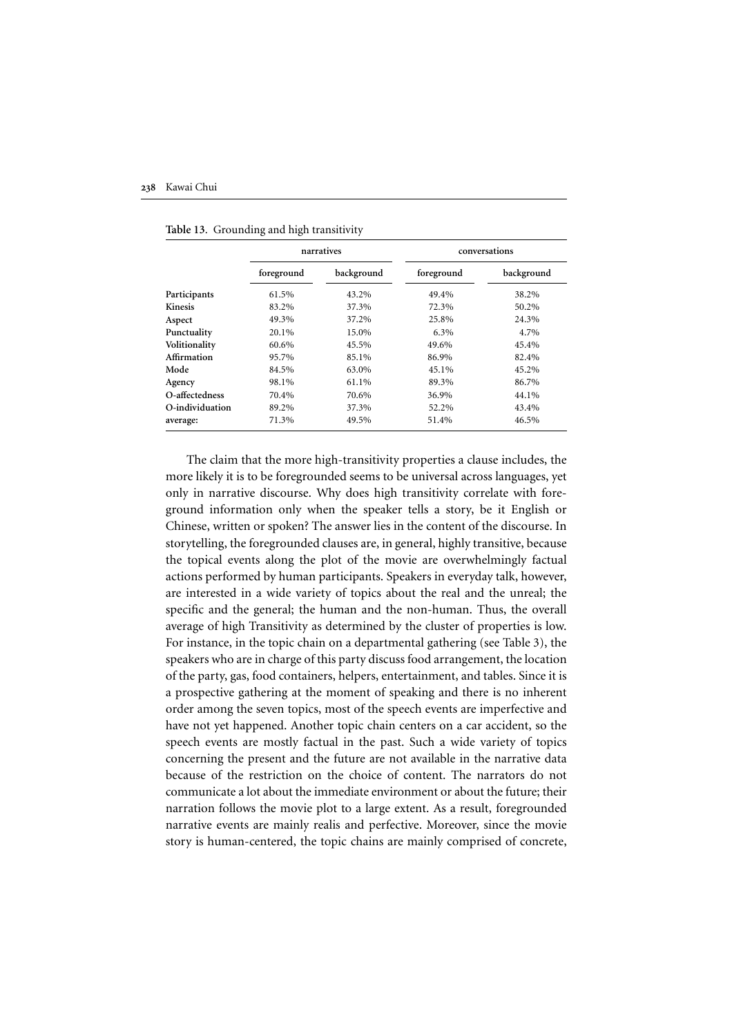**Table 13.** Grounding and high transitivity

| | narratives | | conversations | |
|---|---|---|---|---|
| | foreground | background | foreground | background |
| **Participants** | 61.5% | 43.2% | 49.4% | 38.2% |
| **Kinesis** | 83.2% | 37.3% | 72.3% | 50.2% |
| **Aspect** | 49.3% | 37.2% | 25.8% | 24.3% |
| **Punctuality** | 20.1% | 15.0% | 6.3% | 4.7% |
| **Volitionality** | 60.6% | 45.5% | 49.6% | 45.4% |
| **Affirmation** | 95.7% | 85.1% | 86.9% | 82.4% |
| **Mode** | 84.5% | 63.0% | 45.1% | 45.2% |
| **Agency** | 98.1% | 61.1% | 89.3% | 86.7% |
| **O-affectedness** | 70.4% | 70.6% | 36.9% | 44.1% |
| **O-individuation** | 89.2% | 37.3% | 52.2% | 43.4% |
| **average:** | 71.3% | 49.5% | 51.4% | 46.5% |

The claim that the more high-transitivity properties a clause includes, the more likely it is to be foregrounded seems to be universal across languages, yet only in narrative discourse. Why does high transitivity correlate with foreground information only when the speaker tells a story, be it English or Chinese, written or spoken? The answer lies in the content of the discourse. In storytelling, the foregrounded clauses are, in general, highly transitive, because the topical events along the plot of the movie are overwhelmingly factual actions performed by human participants. Speakers in everyday talk, however, are interested in a wide variety of topics about the real and the unreal; the specific and the general; the human and the non-human. Thus, the overall average of high Transitivity as determined by the cluster of properties is low. For instance, in the topic chain on a departmental gathering (see Table 3), the speakers who are in charge of this party discuss food arrangement, the location of the party, gas, food containers, helpers, entertainment, and tables. Since it is a prospective gathering at the moment of speaking and there is no inherent order among the seven topics, most of the speech events are imperfective and have not yet happened. Another topic chain centers on a car accident, so the speech events are mostly factual in the past. Such a wide variety of topics concerning the present and the future are not available in the narrative data because of the restriction on the choice of content. The narrators do not communicate a lot about the immediate environment or about the future; their narration follows the movie plot to a large extent. As a result, foregrounded narrative events are mainly realis and perfective. Moreover, since the movie story is human-centered, the topic chains are mainly comprised of concrete,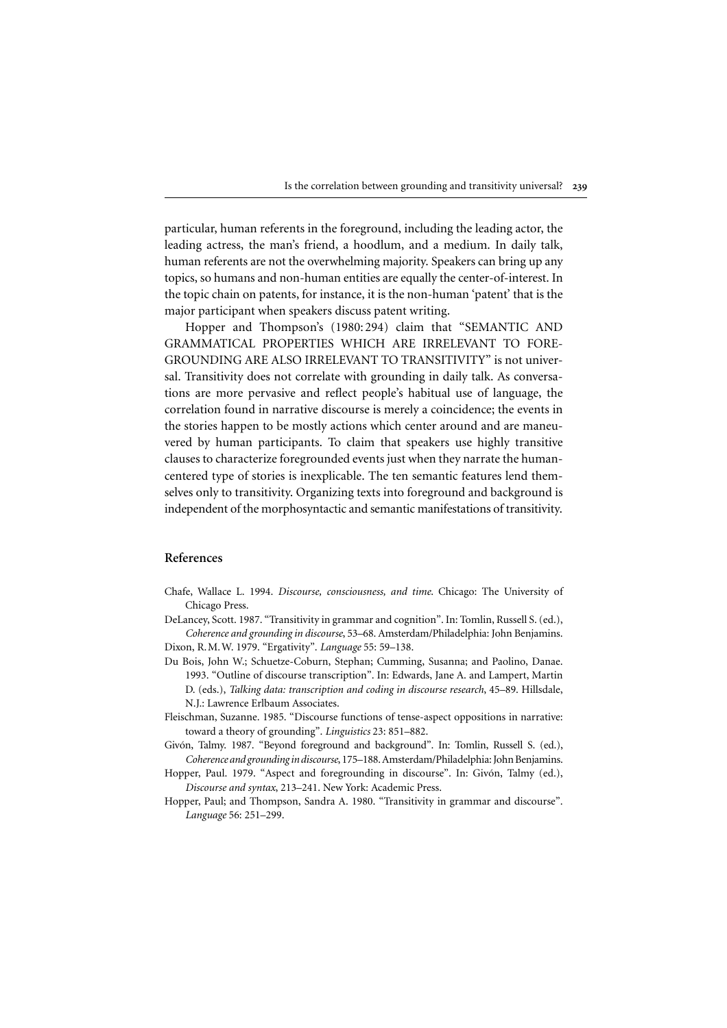particular, human referents in the foreground, including the leading actor, the leading actress, the man's friend, a hoodlum, and a medium. In daily talk, human referents are not the overwhelming majority. Speakers can bring up any topics, so humans and non-human entities are equally the center-of-interest. In the topic chain on patents, for instance, it is the non-human 'patent' that is the major participant when speakers discuss patent writing.

Hopper and Thompson's (1980: 294) claim that "SEMANTIC AND GRAMMATICAL PROPERTIES WHICH ARE IRRELEVANT TO FOREGROUNDING ARE ALSO IRRELEVANT TO TRANSITIVITY" is not universal. Transitivity does not correlate with grounding in daily talk. As conversations are more pervasive and reflect people's habitual use of language, the correlation found in narrative discourse is merely a coincidence; the events in the stories happen to be mostly actions which center around and are maneuvered by human participants. To claim that speakers use highly transitive clauses to characterize foregrounded events just when they narrate the human-centered type of stories is inexplicable. The ten semantic features lend themselves only to transitivity. Organizing texts into foreground and background is independent of the morphosyntactic and semantic manifestations of transitivity.

## References

Chafe, Wallace L. 1994. *Discourse, consciousness, and time*. Chicago: The University of Chicago Press.

DeLancey, Scott. 1987. "Transitivity in grammar and cognition". In: Tomlin, Russell S. (ed.), *Coherence and grounding in discourse*, 53–68. Amsterdam/Philadelphia: John Benjamins.

Dixon, R. M. W. 1979. "Ergativity". *Language* 55: 59–138.

Du Bois, John W.; Schuetze-Coburn, Stephan; Cumming, Susanna; and Paolino, Danae. 1993. "Outline of discourse transcription". In: Edwards, Jane A. and Lampert, Martin D. (eds.), *Talking data: transcription and coding in discourse research*, 45–89. Hillsdale, N.J.: Lawrence Erlbaum Associates.

Fleischman, Suzanne. 1985. "Discourse functions of tense-aspect oppositions in narrative: toward a theory of grounding". *Linguistics* 23: 851–882.

Givón, Talmy. 1987. "Beyond foreground and background". In: Tomlin, Russell S. (ed.), *Coherence and grounding in discourse*, 175–188. Amsterdam/Philadelphia: John Benjamins.

Hopper, Paul. 1979. "Aspect and foregrounding in discourse". In: Givón, Talmy (ed.), *Discourse and syntax*, 213–241. New York: Academic Press.

Hopper, Paul; and Thompson, Sandra A. 1980. "Transitivity in grammar and discourse". *Language* 56: 251–299.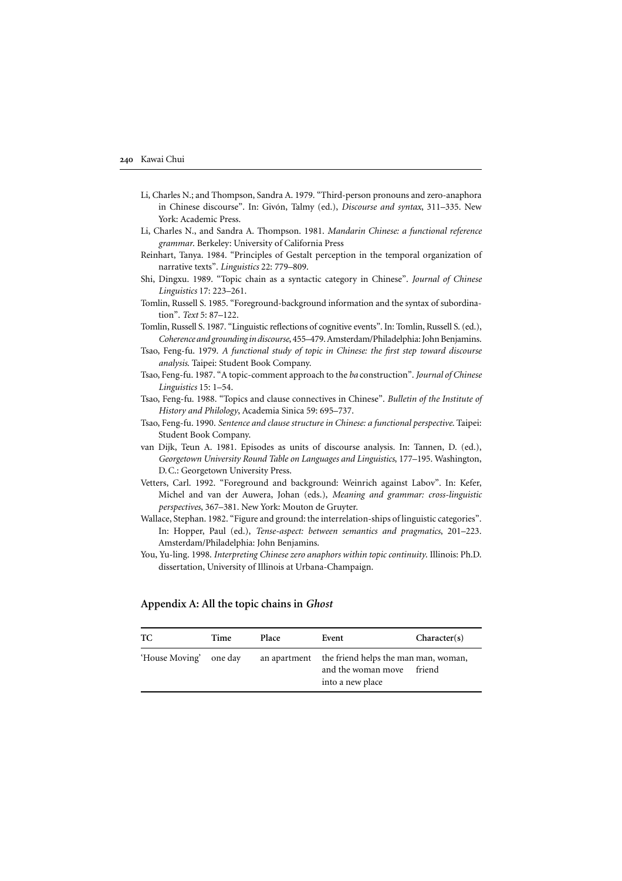Li, Charles N.; and Thompson, Sandra A. 1979. "Third-person pronouns and zero-anaphora in Chinese discourse". In: Givón, Talmy (ed.), *Discourse and syntax*, 311–335. New York: Academic Press.

Li, Charles N., and Sandra A. Thompson. 1981. *Mandarin Chinese: a functional reference grammar*. Berkeley: University of California Press

Reinhart, Tanya. 1984. "Principles of Gestalt perception in the temporal organization of narrative texts". *Linguistics* 22: 779–809.

Shi, Dingxu. 1989. "Topic chain as a syntactic category in Chinese". *Journal of Chinese Linguistics* 17: 223–261.

Tomlin, Russell S. 1985. "Foreground-background information and the syntax of subordination". *Text* 5: 87–122.

Tomlin, Russell S. 1987. "Linguistic reflections of cognitive events". In: Tomlin, Russell S. (ed.), *Coherence and grounding in discourse*, 455–479. Amsterdam/Philadelphia: John Benjamins.

Tsao, Feng-fu. 1979. *A functional study of topic in Chinese: the first step toward discourse analysis*. Taipei: Student Book Company.

Tsao, Feng-fu. 1987. "A topic-comment approach to the *ba* construction". *Journal of Chinese Linguistics* 15: 1–54.

Tsao, Feng-fu. 1988. "Topics and clause connectives in Chinese". *Bulletin of the Institute of History and Philology*, Academia Sinica 59: 695–737.

Tsao, Feng-fu. 1990. *Sentence and clause structure in Chinese: a functional perspective*. Taipei: Student Book Company.

van Dijk, Teun A. 1981. Episodes as units of discourse analysis. In: Tannen, D. (ed.), *Georgetown University Round Table on Languages and Linguistics*, 177–195. Washington, D.C.: Georgetown University Press.

Vetters, Carl. 1992. "Foreground and background: Weinrich against Labov". In: Kefer, Michel and van der Auwera, Johan (eds.), *Meaning and grammar: cross-linguistic perspectives*, 367–381. New York: Mouton de Gruyter.

Wallace, Stephan. 1982. "Figure and ground: the interrelation-ships of linguistic categories". In: Hopper, Paul (ed.), *Tense-aspect: between semantics and pragmatics*, 201–223. Amsterdam/Philadelphia: John Benjamins.

You, Yu-ling. 1998. *Interpreting Chinese zero anaphors within topic continuity*. Illinois: Ph.D. dissertation, University of Illinois at Urbana-Champaign.

## Appendix A: All the topic chains in *Ghost*

| TC | Time | Place | Event | Character(s) |
|---|---|---|---|---|
| 'House Moving' | one day | an apartment | the friend helps the man and the woman move into a new place | man, woman, friend |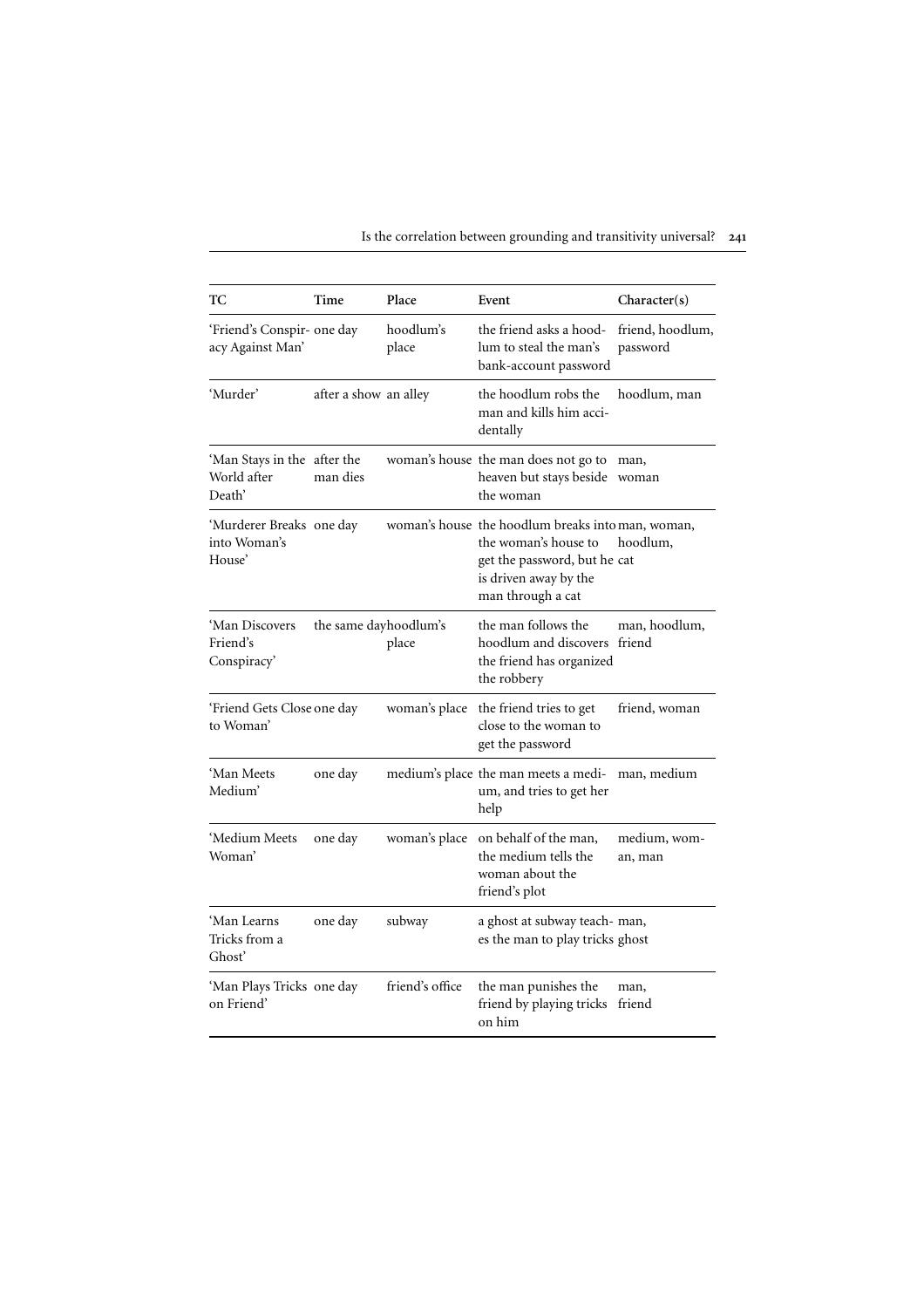| TC | Time | Place | Event | Character(s) |
|---|---|---|---|---|
| 'Friend's Conspiracy Against Man' | one day | hoodlum's place | the friend asks a hoodlum to steal the man's bank-account password | friend, hoodlum, password |
| 'Murder' | after a show | an alley | the hoodlum robs the man and kills him accidentally | hoodlum, man |
| 'Man Stays in the World after Death' | after the man dies | woman's house | the man does not go to heaven but stays beside the woman | man, woman |
| 'Murderer Breaks into Woman's House' | one day | woman's house | the hoodlum breaks into the woman's house to get the password, but he is driven away by the man through a cat | man, woman, hoodlum, cat |
| 'Man Discovers Friend's Conspiracy' | the same day | hoodlum's place | the man follows the hoodlum and discovers the friend has organized the robbery | man, hoodlum, friend |
| 'Friend Gets Close to Woman' | one day | woman's place | the friend tries to get close to the woman to get the password | friend, woman |
| 'Man Meets Medium' | one day | medium's place | the man meets a medium, and tries to get her help | man, medium |
| 'Medium Meets Woman' | one day | woman's place | on behalf of the man, the medium tells the woman about the friend's plot | medium, woman, man |
| 'Man Learns Tricks from a Ghost' | one day | subway | a ghost at subway teaches the man to play tricks | man, ghost |
| 'Man Plays Tricks on Friend' | one day | friend's office | the man punishes the friend by playing tricks on him | man, friend |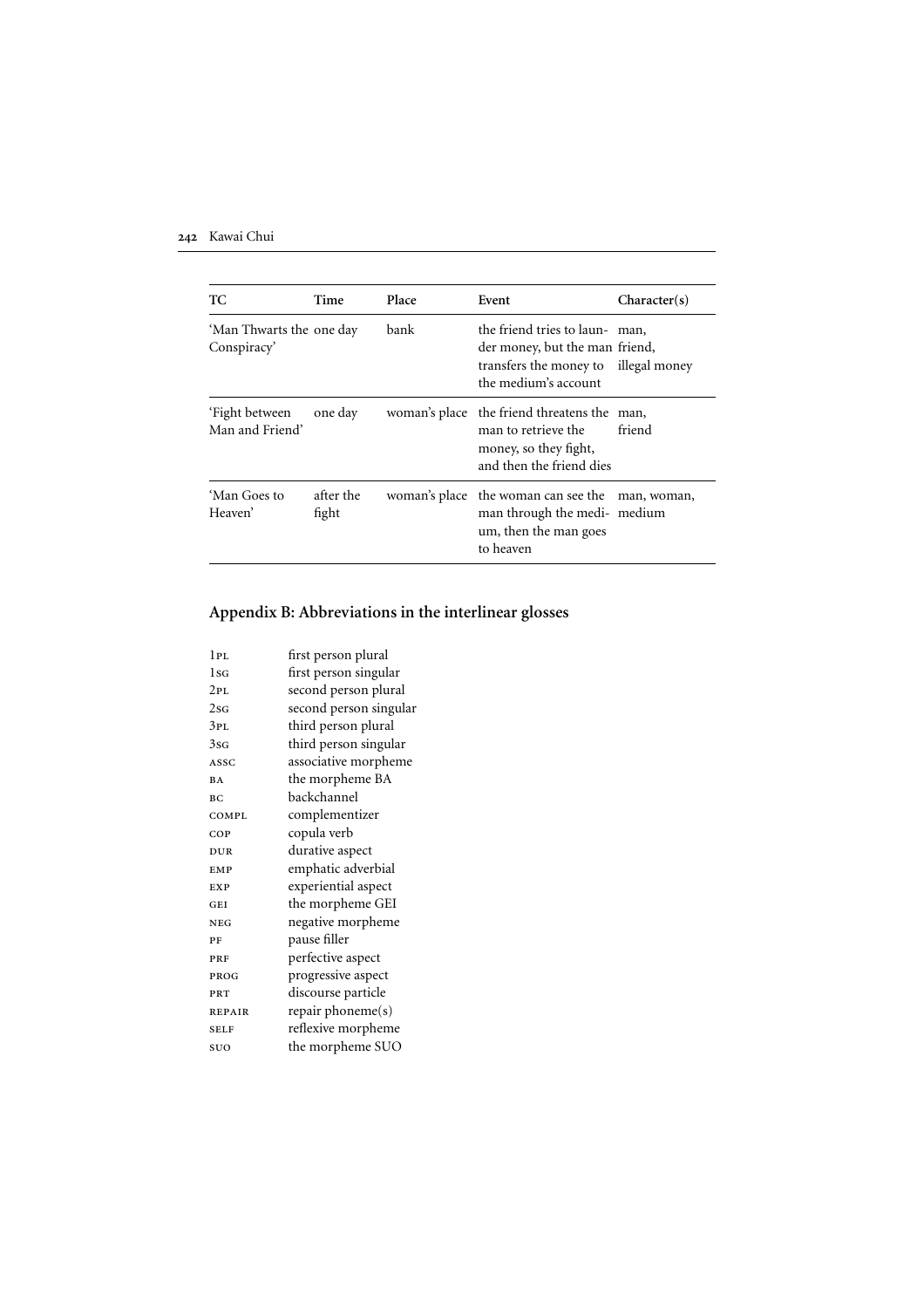| TC | Time | Place | Event | Character(s) |
|---|---|---|---|---|
| 'Man Thwarts the Conspiracy' | one day | bank | the friend tries to launder money, but the man transfers the money to the medium's account | man, friend, illegal money |
| 'Fight between Man and Friend' | one day | woman's place | the friend threatens the man to retrieve the money, so they fight, and then the friend dies | man, friend |
| 'Man Goes to Heaven' | after the fight | woman's place | the woman can see the man through the medium, then the man goes to heaven | man, woman, medium |

## Appendix B: Abbreviations in the interlinear glosses

| | |
|---|---|
| 1PL | first person plural |
| 1SG | first person singular |
| 2PL | second person plural |
| 2SG | second person singular |
| 3PL | third person plural |
| 3SG | third person singular |
| ASSC | associative morpheme |
| BA | the morpheme BA |
| BC | backchannel |
| COMPL | complementizer |
| COP | copula verb |
| DUR | durative aspect |
| EMP | emphatic adverbial |
| EXP | experiential aspect |
| GEI | the morpheme GEI |
| NEG | negative morpheme |
| PF | pause filler |
| PRF | perfective aspect |
| PROG | progressive aspect |
| PRT | discourse particle |
| REPAIR | repair phoneme(s) |
| SELF | reflexive morpheme |
| SUO | the morpheme SUO |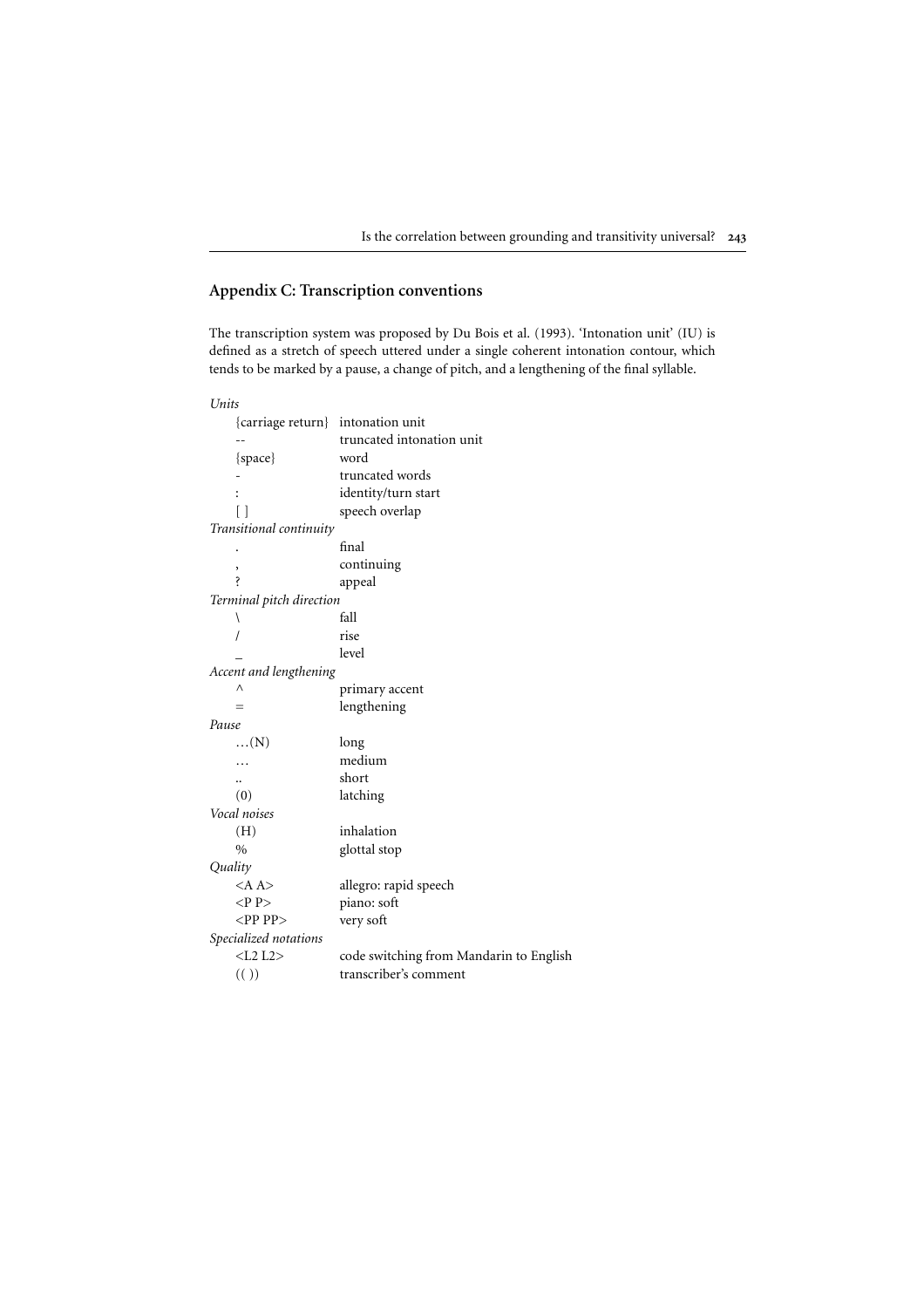## Appendix C: Transcription conventions

The transcription system was proposed by Du Bois et al. (1993). 'Intonation unit' (IU) is defined as a stretch of speech uttered under a single coherent intonation contour, which tends to be marked by a pause, a change of pitch, and a lengthening of the final syllable.

*Units*

| | |
|---|---|
| {carriage return} | intonation unit |
| -- | truncated intonation unit |
| {space} | word |
| - | truncated words |
| : | identity/turn start |
| [ ] | speech overlap |

*Transitional continuity*

| | |
|---|---|
| . | final |
| , | continuing |
| ? | appeal |

*Terminal pitch direction*

| | |
|---|---|
| \ | fall |
| / | rise |
| _ | level |

*Accent and lengthening*

| | |
|---|---|
| ^ | primary accent |
| = | lengthening |

*Pause*

| | |
|---|---|
| …(N) | long |
| … | medium |
| .. | short |
| (0) | latching |

*Vocal noises*

| | |
|---|---|
| (H) | inhalation |
| % | glottal stop |

*Quality*

| | |
|---|---|
| <A A> | allegro: rapid speech |
| <P P> | piano: soft |
| <PP PP> | very soft |

*Specialized notations*

| | |
|---|---|
| <L2 L2> | code switching from Mandarin to English |
| (( )) | transcriber's comment |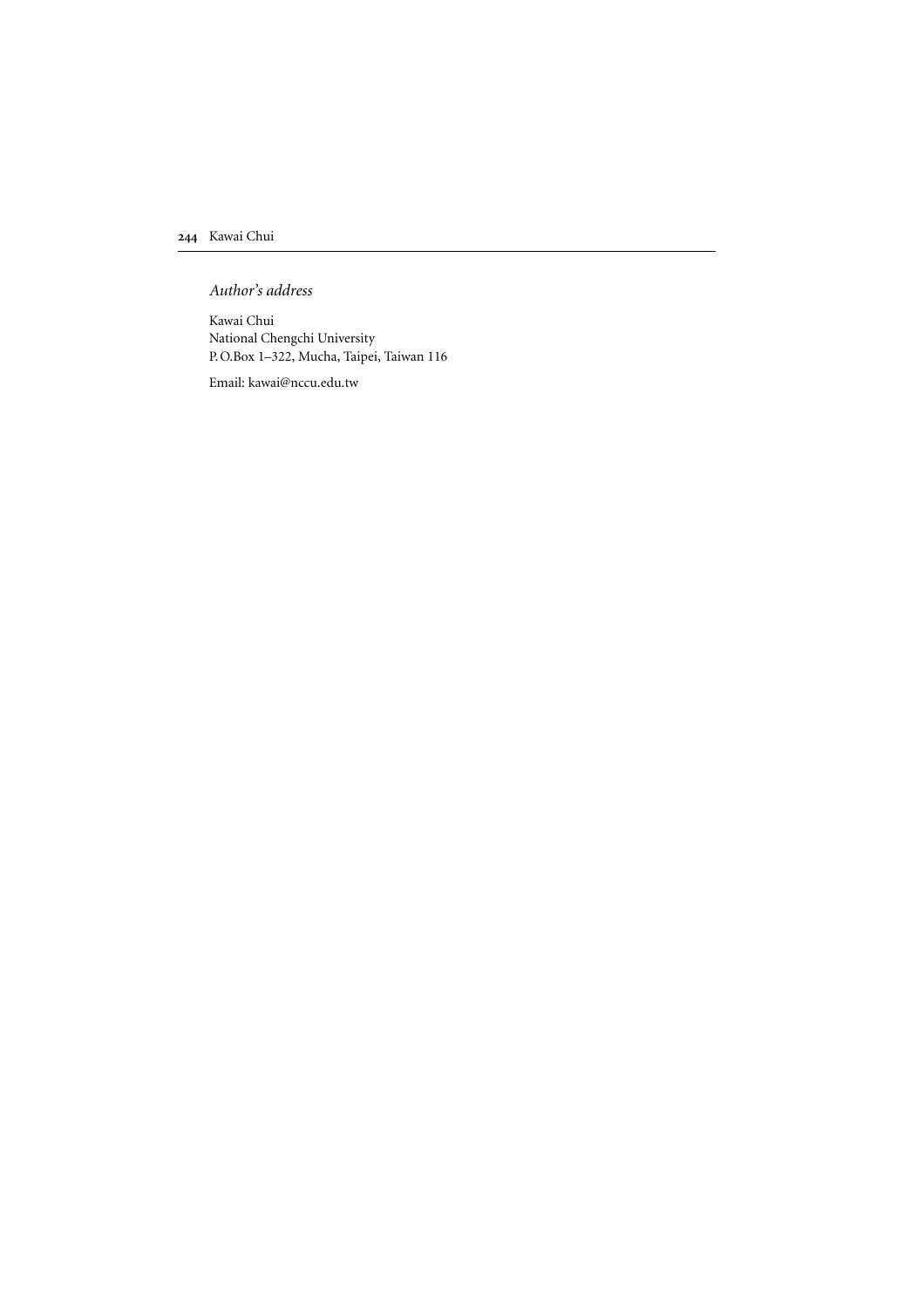*Author's address*

Kawai Chui
National Chengchi University
P. O.Box 1–322, Mucha, Taipei, Taiwan 116

Email: kawai@nccu.edu.tw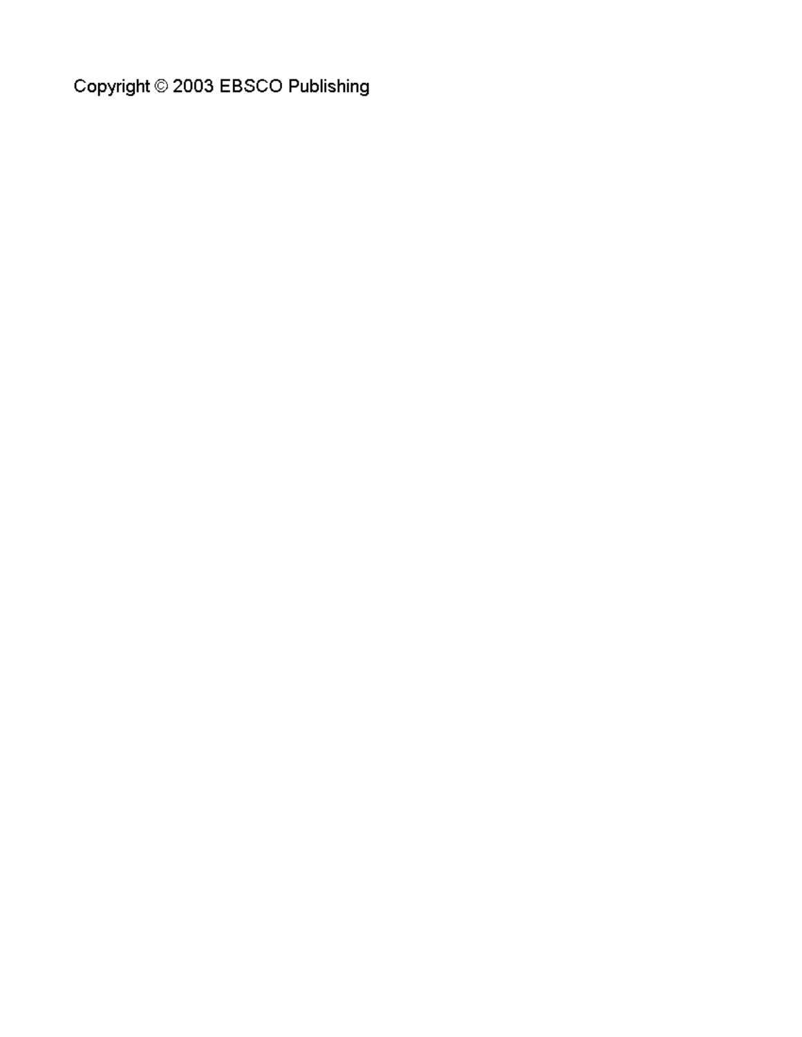Copyright © 2003 EBSCO Publishing